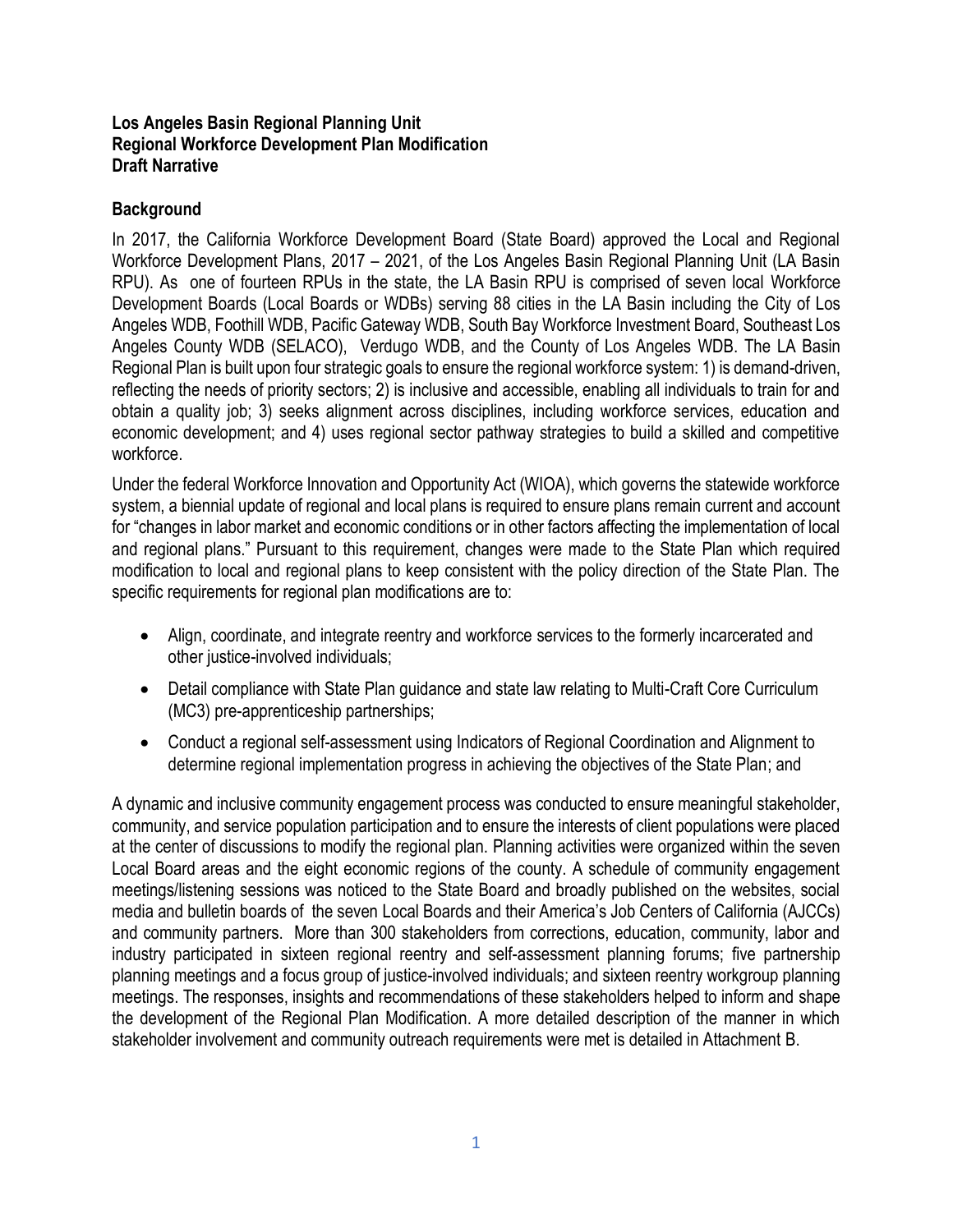**Los Angeles Basin Regional Planning Unit**
**Regional Workforce Development Plan Modification**
**Draft Narrative**

## Background

In 2017, the California Workforce Development Board (State Board) approved the Local and Regional Workforce Development Plans, 2017 – 2021, of the Los Angeles Basin Regional Planning Unit (LA Basin RPU). As one of fourteen RPUs in the state, the LA Basin RPU is comprised of seven local Workforce Development Boards (Local Boards or WDBs) serving 88 cities in the LA Basin including the City of Los Angeles WDB, Foothill WDB, Pacific Gateway WDB, South Bay Workforce Investment Board, Southeast Los Angeles County WDB (SELACO), Verdugo WDB, and the County of Los Angeles WDB. The LA Basin Regional Plan is built upon four strategic goals to ensure the regional workforce system: 1) is demand-driven, reflecting the needs of priority sectors; 2) is inclusive and accessible, enabling all individuals to train for and obtain a quality job; 3) seeks alignment across disciplines, including workforce services, education and economic development; and 4) uses regional sector pathway strategies to build a skilled and competitive workforce.

Under the federal Workforce Innovation and Opportunity Act (WIOA), which governs the statewide workforce system, a biennial update of regional and local plans is required to ensure plans remain current and account for "changes in labor market and economic conditions or in other factors affecting the implementation of local and regional plans." Pursuant to this requirement, changes were made to the State Plan which required modification to local and regional plans to keep consistent with the policy direction of the State Plan. The specific requirements for regional plan modifications are to:

- Align, coordinate, and integrate reentry and workforce services to the formerly incarcerated and other justice-involved individuals;
- Detail compliance with State Plan guidance and state law relating to Multi-Craft Core Curriculum (MC3) pre-apprenticeship partnerships;
- Conduct a regional self-assessment using Indicators of Regional Coordination and Alignment to determine regional implementation progress in achieving the objectives of the State Plan; and

A dynamic and inclusive community engagement process was conducted to ensure meaningful stakeholder, community, and service population participation and to ensure the interests of client populations were placed at the center of discussions to modify the regional plan. Planning activities were organized within the seven Local Board areas and the eight economic regions of the county. A schedule of community engagement meetings/listening sessions was noticed to the State Board and broadly published on the websites, social media and bulletin boards of the seven Local Boards and their America's Job Centers of California (AJCCs) and community partners. More than 300 stakeholders from corrections, education, community, labor and industry participated in sixteen regional reentry and self-assessment planning forums; five partnership planning meetings and a focus group of justice-involved individuals; and sixteen reentry workgroup planning meetings. The responses, insights and recommendations of these stakeholders helped to inform and shape the development of the Regional Plan Modification. A more detailed description of the manner in which stakeholder involvement and community outreach requirements were met is detailed in Attachment B.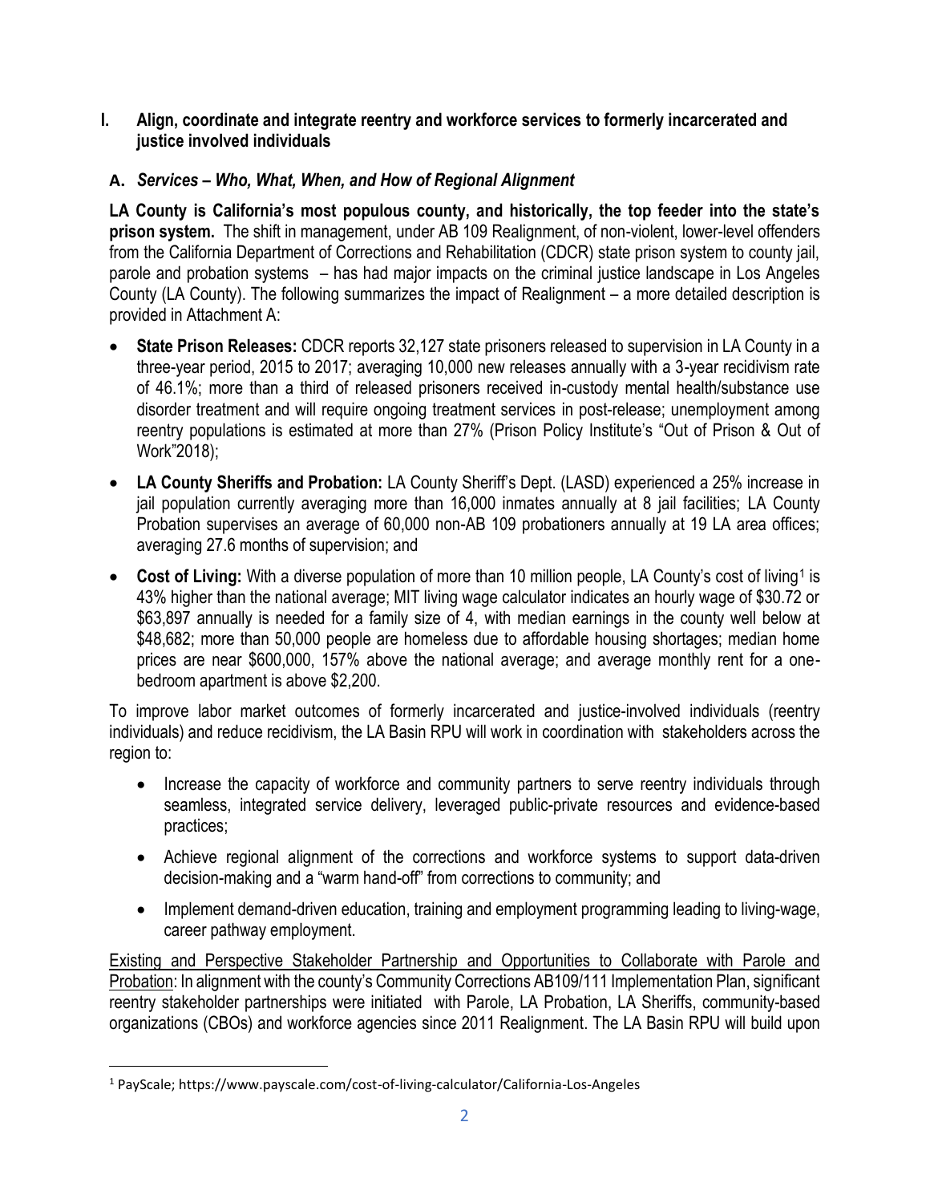## I. Align, coordinate and integrate reentry and workforce services to formerly incarcerated and justice involved individuals

### A. *Services – Who, What, When, and How of Regional Alignment*

**LA County is California's most populous county, and historically, the top feeder into the state's prison system.** The shift in management, under AB 109 Realignment, of non-violent, lower-level offenders from the California Department of Corrections and Rehabilitation (CDCR) state prison system to county jail, parole and probation systems – has had major impacts on the criminal justice landscape in Los Angeles County (LA County). The following summarizes the impact of Realignment – a more detailed description is provided in Attachment A:

- **State Prison Releases:** CDCR reports 32,127 state prisoners released to supervision in LA County in a three-year period, 2015 to 2017; averaging 10,000 new releases annually with a 3-year recidivism rate of 46.1%; more than a third of released prisoners received in-custody mental health/substance use disorder treatment and will require ongoing treatment services in post-release; unemployment among reentry populations is estimated at more than 27% (Prison Policy Institute's "Out of Prison & Out of Work"2018);
- **LA County Sheriffs and Probation:** LA County Sheriff's Dept. (LASD) experienced a 25% increase in jail population currently averaging more than 16,000 inmates annually at 8 jail facilities; LA County Probation supervises an average of 60,000 non-AB 109 probationers annually at 19 LA area offices; averaging 27.6 months of supervision; and
- **Cost of Living:** With a diverse population of more than 10 million people, LA County's cost of living[1] is 43% higher than the national average; MIT living wage calculator indicates an hourly wage of $30.72 or $63,897 annually is needed for a family size of 4, with median earnings in the county well below at $48,682; more than 50,000 people are homeless due to affordable housing shortages; median home prices are near $600,000, 157% above the national average; and average monthly rent for a one-bedroom apartment is above $2,200.

To improve labor market outcomes of formerly incarcerated and justice-involved individuals (reentry individuals) and reduce recidivism, the LA Basin RPU will work in coordination with stakeholders across the region to:

- Increase the capacity of workforce and community partners to serve reentry individuals through seamless, integrated service delivery, leveraged public-private resources and evidence-based practices;
- Achieve regional alignment of the corrections and workforce systems to support data-driven decision-making and a "warm hand-off" from corrections to community; and
- Implement demand-driven education, training and employment programming leading to living-wage, career pathway employment.

<u>Existing and Perspective Stakeholder Partnership and Opportunities to Collaborate with Parole and Probation</u>: In alignment with the county's Community Corrections AB109/111 Implementation Plan, significant reentry stakeholder partnerships were initiated with Parole, LA Probation, LA Sheriffs, community-based organizations (CBOs) and workforce agencies since 2011 Realignment. The LA Basin RPU will build upon

[1] PayScale; https://www.payscale.com/cost-of-living-calculator/California-Los-Angeles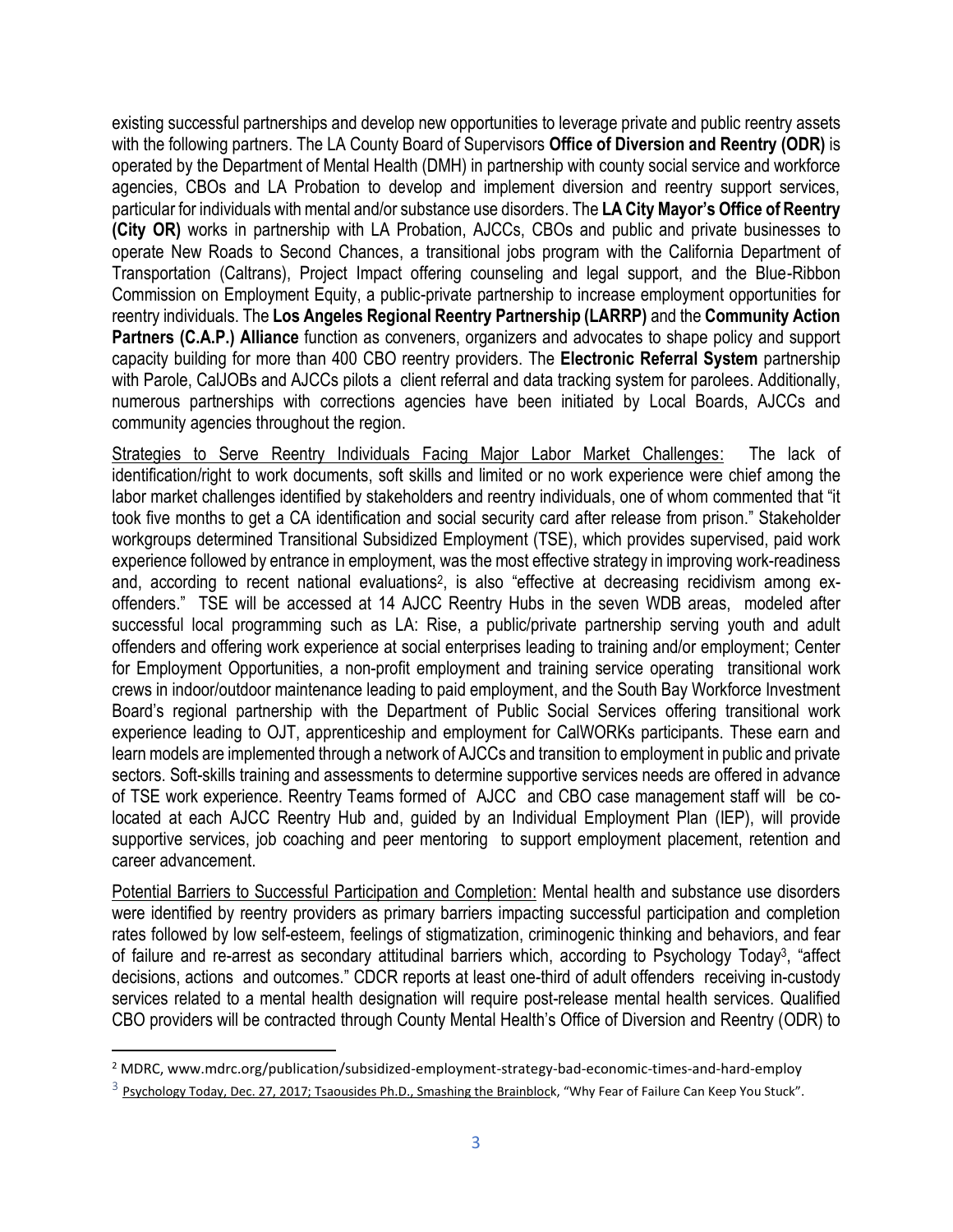existing successful partnerships and develop new opportunities to leverage private and public reentry assets with the following partners. The LA County Board of Supervisors **Office of Diversion and Reentry (ODR)** is operated by the Department of Mental Health (DMH) in partnership with county social service and workforce agencies, CBOs and LA Probation to develop and implement diversion and reentry support services, particular for individuals with mental and/or substance use disorders. The **LA City Mayor's Office of Reentry (City OR)** works in partnership with LA Probation, AJCCs, CBOs and public and private businesses to operate New Roads to Second Chances, a transitional jobs program with the California Department of Transportation (Caltrans), Project Impact offering counseling and legal support, and the Blue-Ribbon Commission on Employment Equity, a public-private partnership to increase employment opportunities for reentry individuals. The **Los Angeles Regional Reentry Partnership (LARRP)** and the **Community Action Partners (C.A.P.) Alliance** function as conveners, organizers and advocates to shape policy and support capacity building for more than 400 CBO reentry providers. The **Electronic Referral System** partnership with Parole, CalJOBs and AJCCs pilots a client referral and data tracking system for parolees. Additionally, numerous partnerships with corrections agencies have been initiated by Local Boards, AJCCs and community agencies throughout the region.

Strategies to Serve Reentry Individuals Facing Major Labor Market Challenges: The lack of identification/right to work documents, soft skills and limited or no work experience were chief among the labor market challenges identified by stakeholders and reentry individuals, one of whom commented that "it took five months to get a CA identification and social security card after release from prison." Stakeholder workgroups determined Transitional Subsidized Employment (TSE), which provides supervised, paid work experience followed by entrance in employment, was the most effective strategy in improving work-readiness and, according to recent national evaluations[2], is also "effective at decreasing recidivism among ex-offenders." TSE will be accessed at 14 AJCC Reentry Hubs in the seven WDB areas, modeled after successful local programming such as LA: Rise, a public/private partnership serving youth and adult offenders and offering work experience at social enterprises leading to training and/or employment; Center for Employment Opportunities, a non-profit employment and training service operating transitional work crews in indoor/outdoor maintenance leading to paid employment, and the South Bay Workforce Investment Board's regional partnership with the Department of Public Social Services offering transitional work experience leading to OJT, apprenticeship and employment for CalWORKs participants. These earn and learn models are implemented through a network of AJCCs and transition to employment in public and private sectors. Soft-skills training and assessments to determine supportive services needs are offered in advance of TSE work experience. Reentry Teams formed of AJCC and CBO case management staff will be co-located at each AJCC Reentry Hub and, guided by an Individual Employment Plan (IEP), will provide supportive services, job coaching and peer mentoring to support employment placement, retention and career advancement.

Potential Barriers to Successful Participation and Completion: Mental health and substance use disorders were identified by reentry providers as primary barriers impacting successful participation and completion rates followed by low self-esteem, feelings of stigmatization, criminogenic thinking and behaviors, and fear of failure and re-arrest as secondary attitudinal barriers which, according to Psychology Today[3], "affect decisions, actions and outcomes." CDCR reports at least one-third of adult offenders receiving in-custody services related to a mental health designation will require post-release mental health services. Qualified CBO providers will be contracted through County Mental Health's Office of Diversion and Reentry (ODR) to

---

[2] MDRC, www.mdrc.org/publication/subsidized-employment-strategy-bad-economic-times-and-hard-employ

[3] Psychology Today, Dec. 27, 2017; Tsaousides Ph.D., Smashing the Brainblock, "Why Fear of Failure Can Keep You Stuck".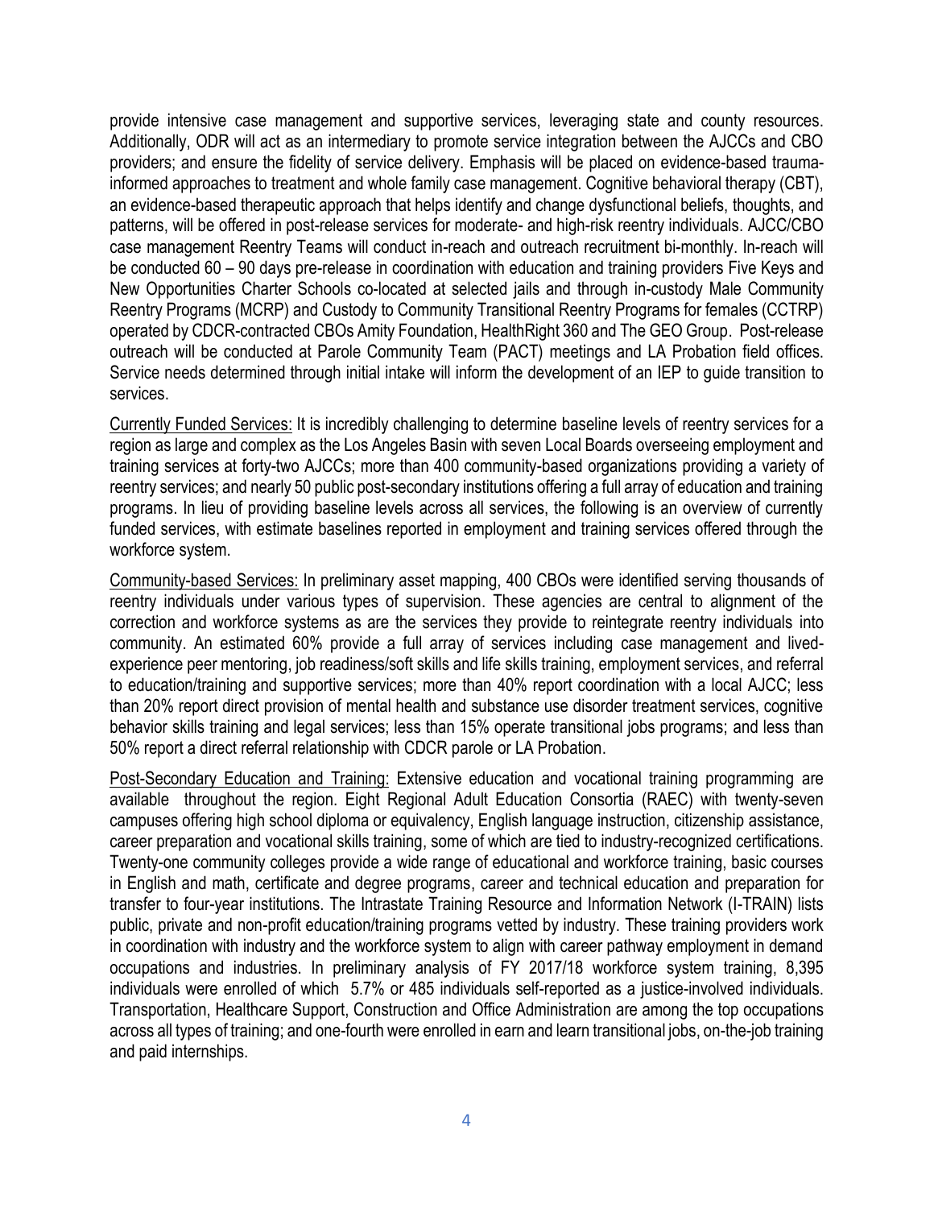provide intensive case management and supportive services, leveraging state and county resources. Additionally, ODR will act as an intermediary to promote service integration between the AJCCs and CBO providers; and ensure the fidelity of service delivery. Emphasis will be placed on evidence-based trauma-informed approaches to treatment and whole family case management. Cognitive behavioral therapy (CBT), an evidence-based therapeutic approach that helps identify and change dysfunctional beliefs, thoughts, and patterns, will be offered in post-release services for moderate- and high-risk reentry individuals. AJCC/CBO case management Reentry Teams will conduct in-reach and outreach recruitment bi-monthly. In-reach will be conducted 60 – 90 days pre-release in coordination with education and training providers Five Keys and New Opportunities Charter Schools co-located at selected jails and through in-custody Male Community Reentry Programs (MCRP) and Custody to Community Transitional Reentry Programs for females (CCTRP) operated by CDCR-contracted CBOs Amity Foundation, HealthRight 360 and The GEO Group. Post-release outreach will be conducted at Parole Community Team (PACT) meetings and LA Probation field offices. Service needs determined through initial intake will inform the development of an IEP to guide transition to services.

Currently Funded Services: It is incredibly challenging to determine baseline levels of reentry services for a region as large and complex as the Los Angeles Basin with seven Local Boards overseeing employment and training services at forty-two AJCCs; more than 400 community-based organizations providing a variety of reentry services; and nearly 50 public post-secondary institutions offering a full array of education and training programs. In lieu of providing baseline levels across all services, the following is an overview of currently funded services, with estimate baselines reported in employment and training services offered through the workforce system.

Community-based Services: In preliminary asset mapping, 400 CBOs were identified serving thousands of reentry individuals under various types of supervision. These agencies are central to alignment of the correction and workforce systems as are the services they provide to reintegrate reentry individuals into community. An estimated 60% provide a full array of services including case management and lived-experience peer mentoring, job readiness/soft skills and life skills training, employment services, and referral to education/training and supportive services; more than 40% report coordination with a local AJCC; less than 20% report direct provision of mental health and substance use disorder treatment services, cognitive behavior skills training and legal services; less than 15% operate transitional jobs programs; and less than 50% report a direct referral relationship with CDCR parole or LA Probation.

Post-Secondary Education and Training: Extensive education and vocational training programming are available throughout the region. Eight Regional Adult Education Consortia (RAEC) with twenty-seven campuses offering high school diploma or equivalency, English language instruction, citizenship assistance, career preparation and vocational skills training, some of which are tied to industry-recognized certifications. Twenty-one community colleges provide a wide range of educational and workforce training, basic courses in English and math, certificate and degree programs, career and technical education and preparation for transfer to four-year institutions. The Intrastate Training Resource and Information Network (I-TRAIN) lists public, private and non-profit education/training programs vetted by industry. These training providers work in coordination with industry and the workforce system to align with career pathway employment in demand occupations and industries. In preliminary analysis of FY 2017/18 workforce system training, 8,395 individuals were enrolled of which 5.7% or 485 individuals self-reported as a justice-involved individuals. Transportation, Healthcare Support, Construction and Office Administration are among the top occupations across all types of training; and one-fourth were enrolled in earn and learn transitional jobs, on-the-job training and paid internships.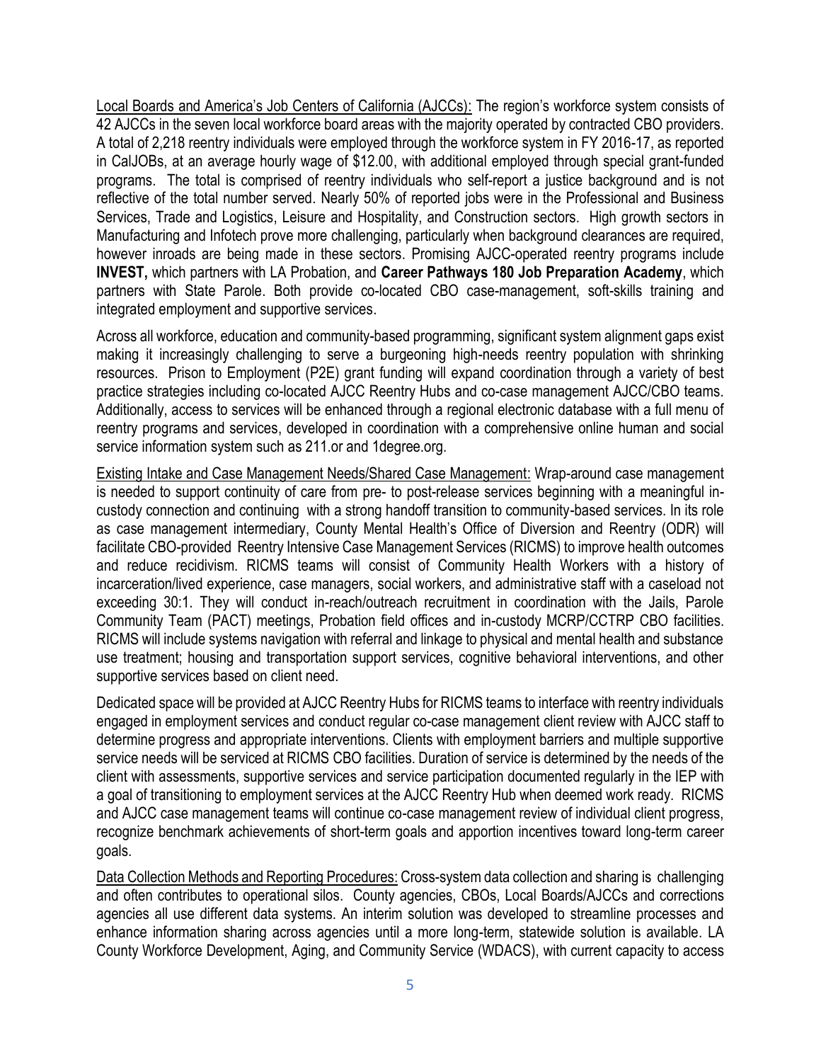Local Boards and America's Job Centers of California (AJCCs): The region's workforce system consists of 42 AJCCs in the seven local workforce board areas with the majority operated by contracted CBO providers. A total of 2,218 reentry individuals were employed through the workforce system in FY 2016-17, as reported in CalJOBs, at an average hourly wage of $12.00, with additional employed through special grant-funded programs. The total is comprised of reentry individuals who self-report a justice background and is not reflective of the total number served. Nearly 50% of reported jobs were in the Professional and Business Services, Trade and Logistics, Leisure and Hospitality, and Construction sectors. High growth sectors in Manufacturing and Infotech prove more challenging, particularly when background clearances are required, however inroads are being made in these sectors. Promising AJCC-operated reentry programs include **INVEST,** which partners with LA Probation, and **Career Pathways 180 Job Preparation Academy**, which partners with State Parole. Both provide co-located CBO case-management, soft-skills training and integrated employment and supportive services.

Across all workforce, education and community-based programming, significant system alignment gaps exist making it increasingly challenging to serve a burgeoning high-needs reentry population with shrinking resources. Prison to Employment (P2E) grant funding will expand coordination through a variety of best practice strategies including co-located AJCC Reentry Hubs and co-case management AJCC/CBO teams. Additionally, access to services will be enhanced through a regional electronic database with a full menu of reentry programs and services, developed in coordination with a comprehensive online human and social service information system such as 211.or and 1degree.org.

Existing Intake and Case Management Needs/Shared Case Management: Wrap-around case management is needed to support continuity of care from pre- to post-release services beginning with a meaningful in-custody connection and continuing with a strong handoff transition to community-based services. In its role as case management intermediary, County Mental Health's Office of Diversion and Reentry (ODR) will facilitate CBO-provided Reentry Intensive Case Management Services (RICMS) to improve health outcomes and reduce recidivism. RICMS teams will consist of Community Health Workers with a history of incarceration/lived experience, case managers, social workers, and administrative staff with a caseload not exceeding 30:1. They will conduct in-reach/outreach recruitment in coordination with the Jails, Parole Community Team (PACT) meetings, Probation field offices and in-custody MCRP/CCTRP CBO facilities. RICMS will include systems navigation with referral and linkage to physical and mental health and substance use treatment; housing and transportation support services, cognitive behavioral interventions, and other supportive services based on client need.

Dedicated space will be provided at AJCC Reentry Hubs for RICMS teams to interface with reentry individuals engaged in employment services and conduct regular co-case management client review with AJCC staff to determine progress and appropriate interventions. Clients with employment barriers and multiple supportive service needs will be serviced at RICMS CBO facilities. Duration of service is determined by the needs of the client with assessments, supportive services and service participation documented regularly in the IEP with a goal of transitioning to employment services at the AJCC Reentry Hub when deemed work ready. RICMS and AJCC case management teams will continue co-case management review of individual client progress, recognize benchmark achievements of short-term goals and apportion incentives toward long-term career goals.

Data Collection Methods and Reporting Procedures: Cross-system data collection and sharing is challenging and often contributes to operational silos. County agencies, CBOs, Local Boards/AJCCs and corrections agencies all use different data systems. An interim solution was developed to streamline processes and enhance information sharing across agencies until a more long-term, statewide solution is available. LA County Workforce Development, Aging, and Community Service (WDACS), with current capacity to access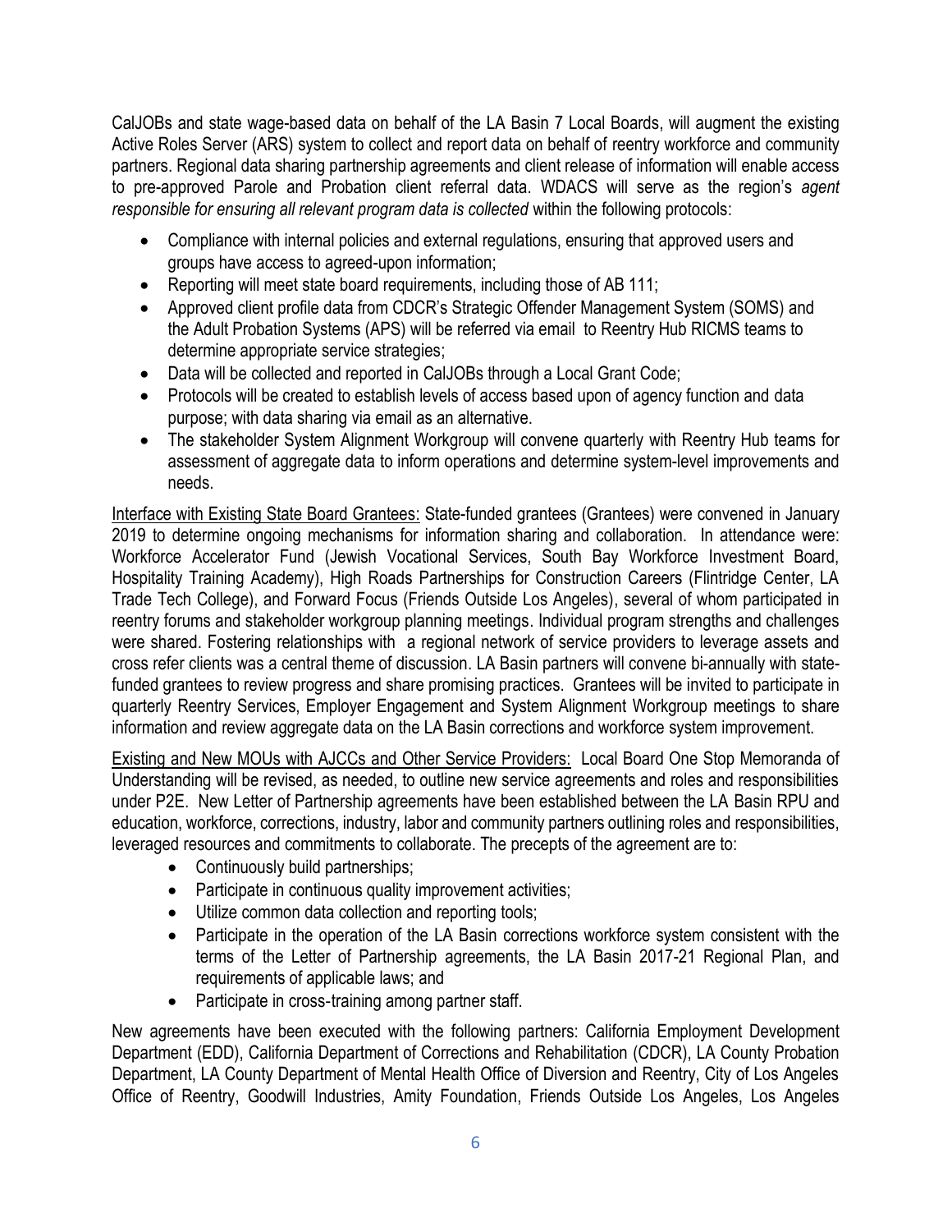CalJOBs and state wage-based data on behalf of the LA Basin 7 Local Boards, will augment the existing Active Roles Server (ARS) system to collect and report data on behalf of reentry workforce and community partners. Regional data sharing partnership agreements and client release of information will enable access to pre-approved Parole and Probation client referral data. WDACS will serve as the region's *agent responsible for ensuring all relevant program data is collected* within the following protocols:

- Compliance with internal policies and external regulations, ensuring that approved users and groups have access to agreed-upon information;
- Reporting will meet state board requirements, including those of AB 111;
- Approved client profile data from CDCR's Strategic Offender Management System (SOMS) and the Adult Probation Systems (APS) will be referred via email to Reentry Hub RICMS teams to determine appropriate service strategies;
- Data will be collected and reported in CalJOBs through a Local Grant Code;
- Protocols will be created to establish levels of access based upon of agency function and data purpose; with data sharing via email as an alternative.
- The stakeholder System Alignment Workgroup will convene quarterly with Reentry Hub teams for assessment of aggregate data to inform operations and determine system-level improvements and needs.

<u>Interface with Existing State Board Grantees:</u> State-funded grantees (Grantees) were convened in January 2019 to determine ongoing mechanisms for information sharing and collaboration. In attendance were: Workforce Accelerator Fund (Jewish Vocational Services, South Bay Workforce Investment Board, Hospitality Training Academy), High Roads Partnerships for Construction Careers (Flintridge Center, LA Trade Tech College), and Forward Focus (Friends Outside Los Angeles), several of whom participated in reentry forums and stakeholder workgroup planning meetings. Individual program strengths and challenges were shared. Fostering relationships with a regional network of service providers to leverage assets and cross refer clients was a central theme of discussion. LA Basin partners will convene bi-annually with state-funded grantees to review progress and share promising practices. Grantees will be invited to participate in quarterly Reentry Services, Employer Engagement and System Alignment Workgroup meetings to share information and review aggregate data on the LA Basin corrections and workforce system improvement.

<u>Existing and New MOUs with AJCCs and Other Service Providers:</u> Local Board One Stop Memoranda of Understanding will be revised, as needed, to outline new service agreements and roles and responsibilities under P2E. New Letter of Partnership agreements have been established between the LA Basin RPU and education, workforce, corrections, industry, labor and community partners outlining roles and responsibilities, leveraged resources and commitments to collaborate. The precepts of the agreement are to:

- Continuously build partnerships;
- Participate in continuous quality improvement activities;
- Utilize common data collection and reporting tools;
- Participate in the operation of the LA Basin corrections workforce system consistent with the terms of the Letter of Partnership agreements, the LA Basin 2017-21 Regional Plan, and requirements of applicable laws; and
- Participate in cross-training among partner staff.

New agreements have been executed with the following partners: California Employment Development Department (EDD), California Department of Corrections and Rehabilitation (CDCR), LA County Probation Department, LA County Department of Mental Health Office of Diversion and Reentry, City of Los Angeles Office of Reentry, Goodwill Industries, Amity Foundation, Friends Outside Los Angeles, Los Angeles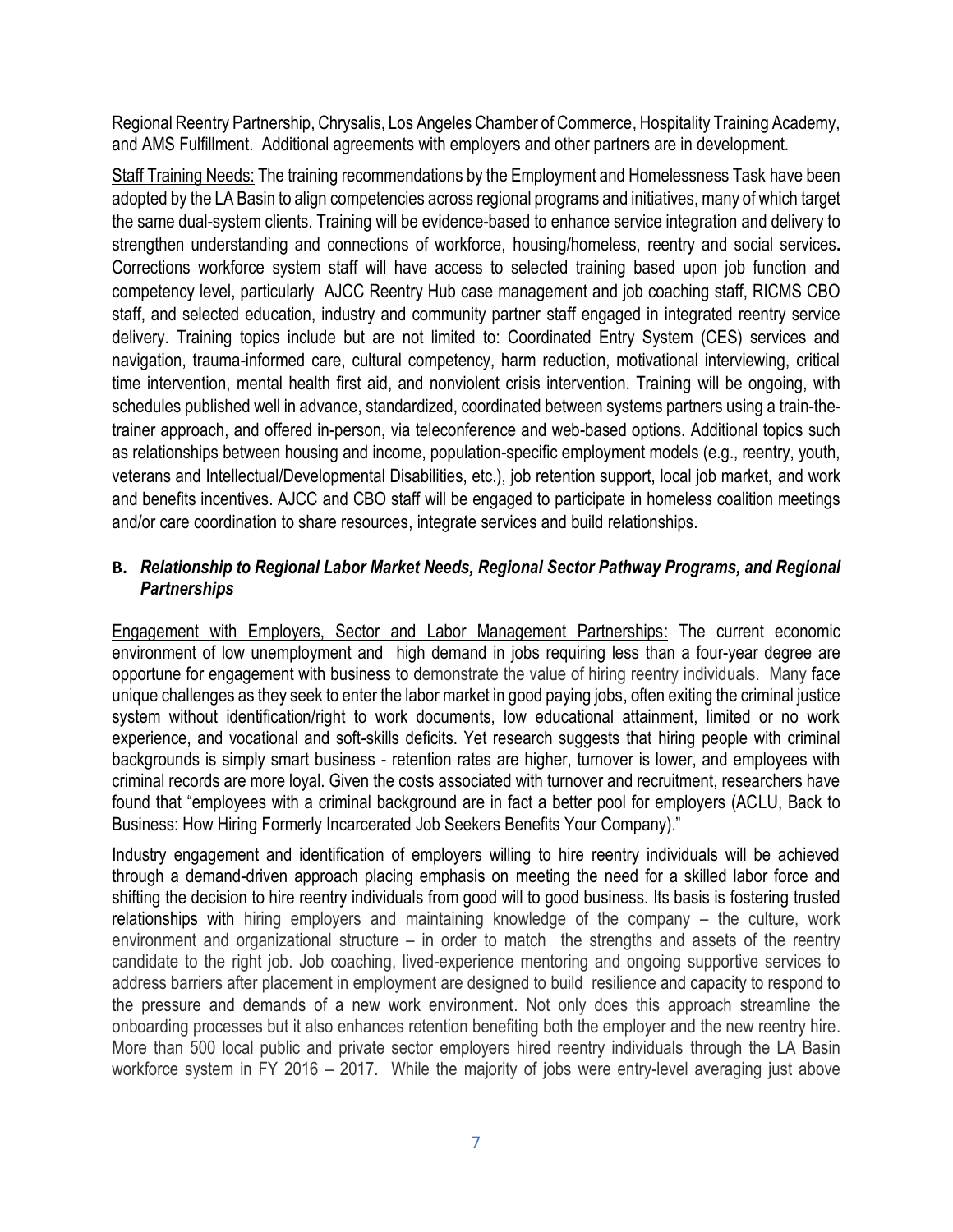Regional Reentry Partnership, Chrysalis, Los Angeles Chamber of Commerce, Hospitality Training Academy, and AMS Fulfillment. Additional agreements with employers and other partners are in development.

Staff Training Needs: The training recommendations by the Employment and Homelessness Task have been adopted by the LA Basin to align competencies across regional programs and initiatives, many of which target the same dual-system clients. Training will be evidence-based to enhance service integration and delivery to strengthen understanding and connections of workforce, housing/homeless, reentry and social services**.** Corrections workforce system staff will have access to selected training based upon job function and competency level, particularly AJCC Reentry Hub case management and job coaching staff, RICMS CBO staff, and selected education, industry and community partner staff engaged in integrated reentry service delivery. Training topics include but are not limited to: Coordinated Entry System (CES) services and navigation, trauma-informed care, cultural competency, harm reduction, motivational interviewing, critical time intervention, mental health first aid, and nonviolent crisis intervention. Training will be ongoing, with schedules published well in advance, standardized, coordinated between systems partners using a train-the-trainer approach, and offered in-person, via teleconference and web-based options. Additional topics such as relationships between housing and income, population-specific employment models (e.g., reentry, youth, veterans and Intellectual/Developmental Disabilities, etc.), job retention support, local job market, and work and benefits incentives. AJCC and CBO staff will be engaged to participate in homeless coalition meetings and/or care coordination to share resources, integrate services and build relationships.

### B. *Relationship to Regional Labor Market Needs, Regional Sector Pathway Programs, and Regional Partnerships*

Engagement with Employers, Sector and Labor Management Partnerships: The current economic environment of low unemployment and high demand in jobs requiring less than a four-year degree are opportune for engagement with business to demonstrate the value of hiring reentry individuals. Many face unique challenges as they seek to enter the labor market in good paying jobs, often exiting the criminal justice system without identification/right to work documents, low educational attainment, limited or no work experience, and vocational and soft-skills deficits. Yet research suggests that hiring people with criminal backgrounds is simply smart business - retention rates are higher, turnover is lower, and employees with criminal records are more loyal. Given the costs associated with turnover and recruitment, researchers have found that "employees with a criminal background are in fact a better pool for employers (ACLU, Back to Business: How Hiring Formerly Incarcerated Job Seekers Benefits Your Company)."

Industry engagement and identification of employers willing to hire reentry individuals will be achieved through a demand-driven approach placing emphasis on meeting the need for a skilled labor force and shifting the decision to hire reentry individuals from good will to good business. Its basis is fostering trusted relationships with hiring employers and maintaining knowledge of the company – the culture, work environment and organizational structure – in order to match the strengths and assets of the reentry candidate to the right job. Job coaching, lived-experience mentoring and ongoing supportive services to address barriers after placement in employment are designed to build resilience and capacity to respond to the pressure and demands of a new work environment. Not only does this approach streamline the onboarding processes but it also enhances retention benefiting both the employer and the new reentry hire. More than 500 local public and private sector employers hired reentry individuals through the LA Basin workforce system in FY 2016 – 2017. While the majority of jobs were entry-level averaging just above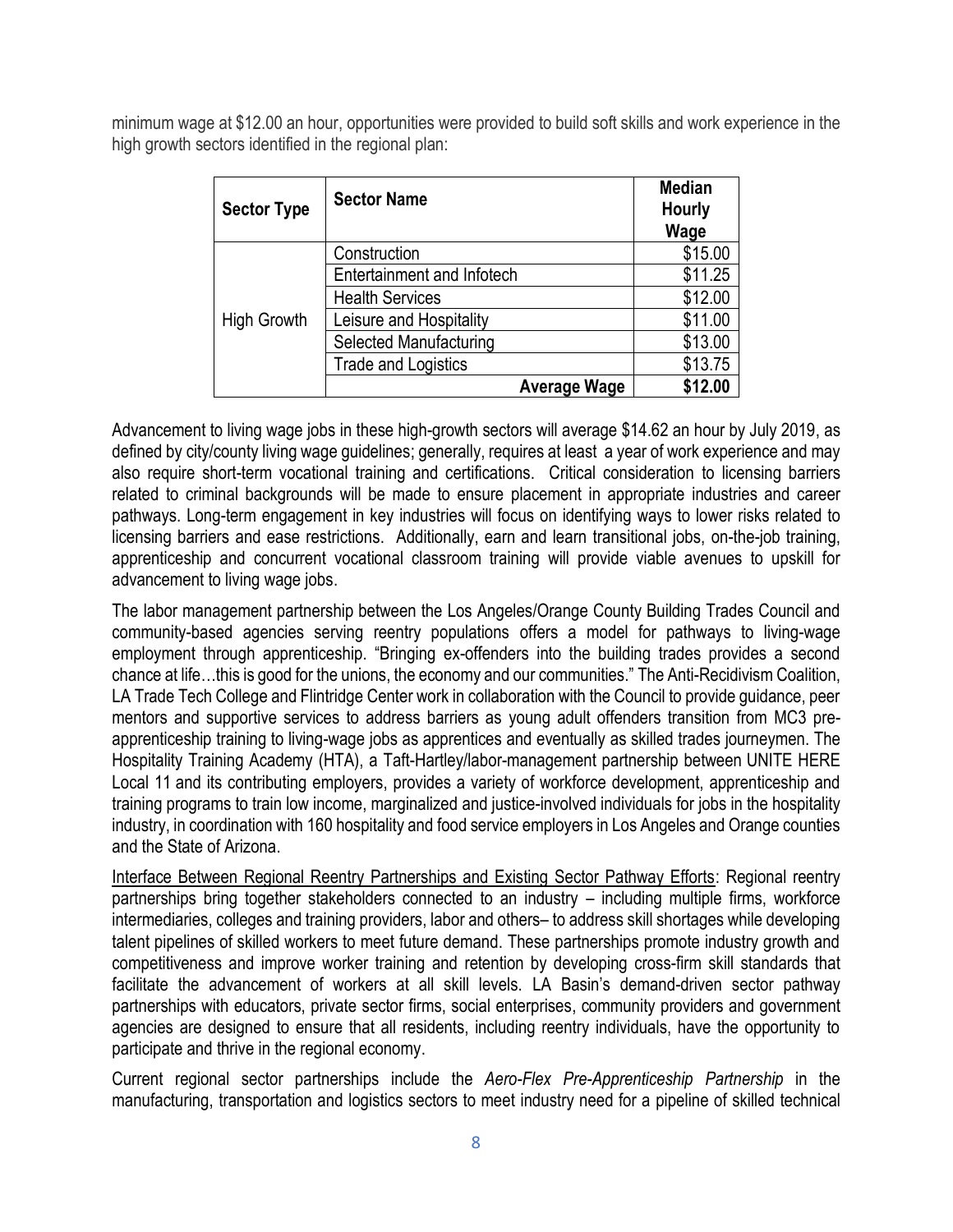minimum wage at $12.00 an hour, opportunities were provided to build soft skills and work experience in the high growth sectors identified in the regional plan:

| Sector Type | Sector Name | Median Hourly Wage |
|---|---|---|
| High Growth | Construction | $15.00 |
| | Entertainment and Infotech | $11.25 |
| | Health Services | $12.00 |
| | Leisure and Hospitality | $11.00 |
| | Selected Manufacturing | $13.00 |
| | Trade and Logistics | $13.75 |
| | **Average Wage** | **$12.00** |

Advancement to living wage jobs in these high-growth sectors will average $14.62 an hour by July 2019, as defined by city/county living wage guidelines; generally, requires at least a year of work experience and may also require short-term vocational training and certifications. Critical consideration to licensing barriers related to criminal backgrounds will be made to ensure placement in appropriate industries and career pathways. Long-term engagement in key industries will focus on identifying ways to lower risks related to licensing barriers and ease restrictions. Additionally, earn and learn transitional jobs, on-the-job training, apprenticeship and concurrent vocational classroom training will provide viable avenues to upskill for advancement to living wage jobs.

The labor management partnership between the Los Angeles/Orange County Building Trades Council and community-based agencies serving reentry populations offers a model for pathways to living-wage employment through apprenticeship. "Bringing ex-offenders into the building trades provides a second chance at life…this is good for the unions, the economy and our communities." The Anti-Recidivism Coalition, LA Trade Tech College and Flintridge Center work in collaboration with the Council to provide guidance, peer mentors and supportive services to address barriers as young adult offenders transition from MC3 pre-apprenticeship training to living-wage jobs as apprentices and eventually as skilled trades journeymen. The Hospitality Training Academy (HTA), a Taft-Hartley/labor-management partnership between UNITE HERE Local 11 and its contributing employers, provides a variety of workforce development, apprenticeship and training programs to train low income, marginalized and justice-involved individuals for jobs in the hospitality industry, in coordination with 160 hospitality and food service employers in Los Angeles and Orange counties and the State of Arizona.

<u>Interface Between Regional Reentry Partnerships and Existing Sector Pathway Efforts</u>: Regional reentry partnerships bring together stakeholders connected to an industry – including multiple firms, workforce intermediaries, colleges and training providers, labor and others– to address skill shortages while developing talent pipelines of skilled workers to meet future demand. These partnerships promote industry growth and competitiveness and improve worker training and retention by developing cross-firm skill standards that facilitate the advancement of workers at all skill levels. LA Basin's demand-driven sector pathway partnerships with educators, private sector firms, social enterprises, community providers and government agencies are designed to ensure that all residents, including reentry individuals, have the opportunity to participate and thrive in the regional economy.

Current regional sector partnerships include the *Aero-Flex Pre-Apprenticeship Partnership* in the manufacturing, transportation and logistics sectors to meet industry need for a pipeline of skilled technical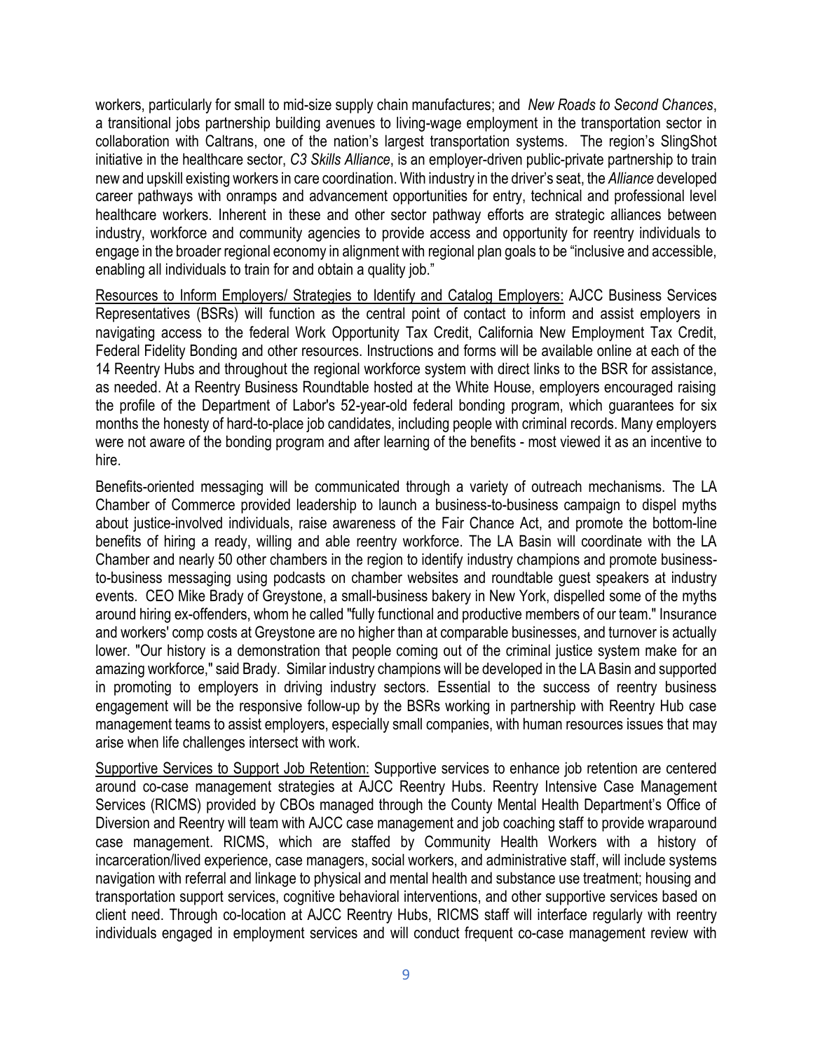workers, particularly for small to mid-size supply chain manufactures; and *New Roads to Second Chances*, a transitional jobs partnership building avenues to living-wage employment in the transportation sector in collaboration with Caltrans, one of the nation's largest transportation systems. The region's SlingShot initiative in the healthcare sector, *C3 Skills Alliance*, is an employer-driven public-private partnership to train new and upskill existing workers in care coordination. With industry in the driver's seat, the *Alliance* developed career pathways with onramps and advancement opportunities for entry, technical and professional level healthcare workers. Inherent in these and other sector pathway efforts are strategic alliances between industry, workforce and community agencies to provide access and opportunity for reentry individuals to engage in the broader regional economy in alignment with regional plan goals to be "inclusive and accessible, enabling all individuals to train for and obtain a quality job."

<u>Resources to Inform Employers/ Strategies to Identify and Catalog Employers:</u> AJCC Business Services Representatives (BSRs) will function as the central point of contact to inform and assist employers in navigating access to the federal Work Opportunity Tax Credit, California New Employment Tax Credit, Federal Fidelity Bonding and other resources. Instructions and forms will be available online at each of the 14 Reentry Hubs and throughout the regional workforce system with direct links to the BSR for assistance, as needed. At a Reentry Business Roundtable hosted at the White House, employers encouraged raising the profile of the Department of Labor's 52-year-old federal bonding program, which guarantees for six months the honesty of hard-to-place job candidates, including people with criminal records. Many employers were not aware of the bonding program and after learning of the benefits - most viewed it as an incentive to hire.

Benefits-oriented messaging will be communicated through a variety of outreach mechanisms. The LA Chamber of Commerce provided leadership to launch a business-to-business campaign to dispel myths about justice-involved individuals, raise awareness of the Fair Chance Act, and promote the bottom-line benefits of hiring a ready, willing and able reentry workforce. The LA Basin will coordinate with the LA Chamber and nearly 50 other chambers in the region to identify industry champions and promote business-to-business messaging using podcasts on chamber websites and roundtable guest speakers at industry events. CEO Mike Brady of Greystone, a small-business bakery in New York, dispelled some of the myths around hiring ex-offenders, whom he called "fully functional and productive members of our team." Insurance and workers' comp costs at Greystone are no higher than at comparable businesses, and turnover is actually lower. "Our history is a demonstration that people coming out of the criminal justice system make for an amazing workforce," said Brady. Similar industry champions will be developed in the LA Basin and supported in promoting to employers in driving industry sectors. Essential to the success of reentry business engagement will be the responsive follow-up by the BSRs working in partnership with Reentry Hub case management teams to assist employers, especially small companies, with human resources issues that may arise when life challenges intersect with work.

<u>Supportive Services to Support Job Retention:</u> Supportive services to enhance job retention are centered around co-case management strategies at AJCC Reentry Hubs. Reentry Intensive Case Management Services (RICMS) provided by CBOs managed through the County Mental Health Department's Office of Diversion and Reentry will team with AJCC case management and job coaching staff to provide wraparound case management. RICMS, which are staffed by Community Health Workers with a history of incarceration/lived experience, case managers, social workers, and administrative staff, will include systems navigation with referral and linkage to physical and mental health and substance use treatment; housing and transportation support services, cognitive behavioral interventions, and other supportive services based on client need. Through co-location at AJCC Reentry Hubs, RICMS staff will interface regularly with reentry individuals engaged in employment services and will conduct frequent co-case management review with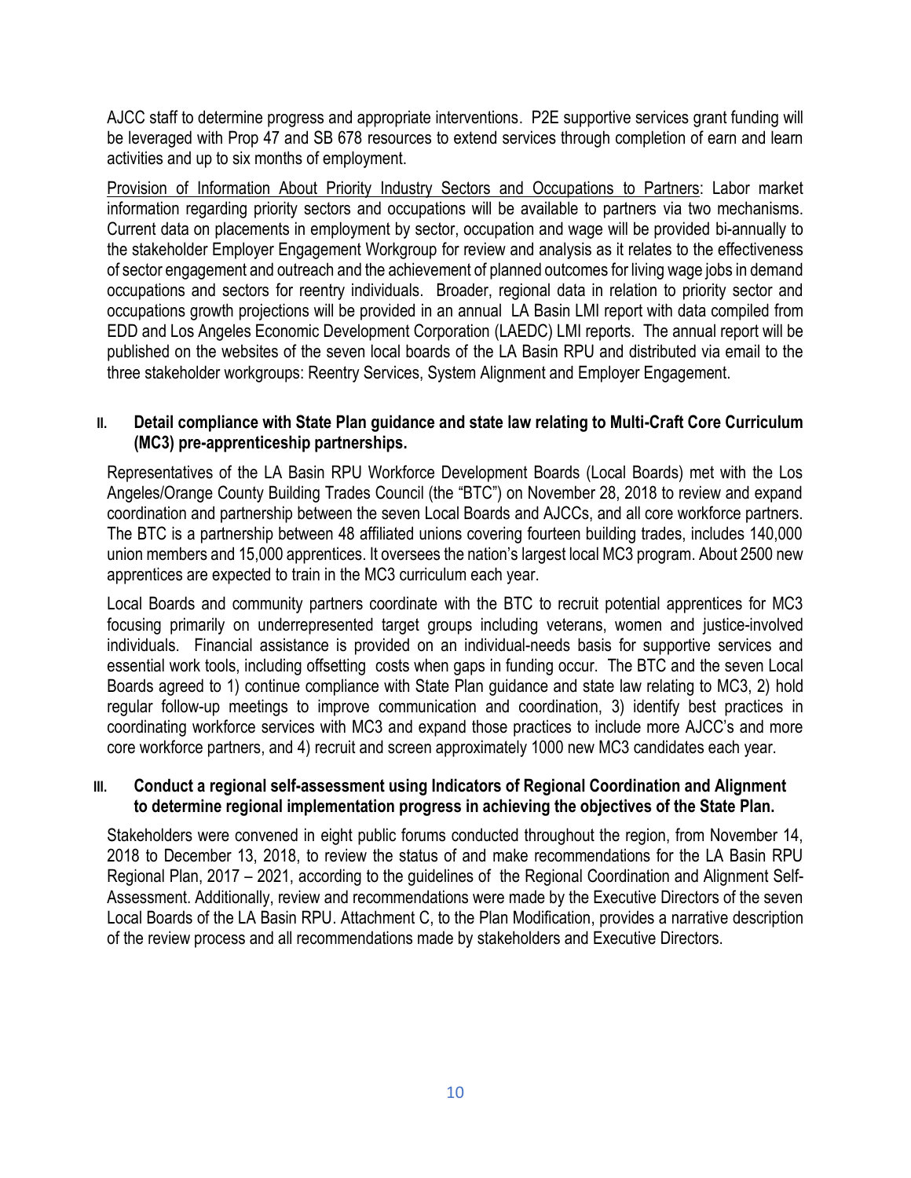AJCC staff to determine progress and appropriate interventions. P2E supportive services grant funding will be leveraged with Prop 47 and SB 678 resources to extend services through completion of earn and learn activities and up to six months of employment.

Provision of Information About Priority Industry Sectors and Occupations to Partners: Labor market information regarding priority sectors and occupations will be available to partners via two mechanisms. Current data on placements in employment by sector, occupation and wage will be provided bi-annually to the stakeholder Employer Engagement Workgroup for review and analysis as it relates to the effectiveness of sector engagement and outreach and the achievement of planned outcomes for living wage jobs in demand occupations and sectors for reentry individuals. Broader, regional data in relation to priority sector and occupations growth projections will be provided in an annual LA Basin LMI report with data compiled from EDD and Los Angeles Economic Development Corporation (LAEDC) LMI reports. The annual report will be published on the websites of the seven local boards of the LA Basin RPU and distributed via email to the three stakeholder workgroups: Reentry Services, System Alignment and Employer Engagement.

## II. Detail compliance with State Plan guidance and state law relating to Multi-Craft Core Curriculum (MC3) pre-apprenticeship partnerships.

Representatives of the LA Basin RPU Workforce Development Boards (Local Boards) met with the Los Angeles/Orange County Building Trades Council (the "BTC") on November 28, 2018 to review and expand coordination and partnership between the seven Local Boards and AJCCs, and all core workforce partners. The BTC is a partnership between 48 affiliated unions covering fourteen building trades, includes 140,000 union members and 15,000 apprentices. It oversees the nation's largest local MC3 program. About 2500 new apprentices are expected to train in the MC3 curriculum each year.

Local Boards and community partners coordinate with the BTC to recruit potential apprentices for MC3 focusing primarily on underrepresented target groups including veterans, women and justice-involved individuals. Financial assistance is provided on an individual-needs basis for supportive services and essential work tools, including offsetting costs when gaps in funding occur. The BTC and the seven Local Boards agreed to 1) continue compliance with State Plan guidance and state law relating to MC3, 2) hold regular follow-up meetings to improve communication and coordination, 3) identify best practices in coordinating workforce services with MC3 and expand those practices to include more AJCC's and more core workforce partners, and 4) recruit and screen approximately 1000 new MC3 candidates each year.

## III. Conduct a regional self-assessment using Indicators of Regional Coordination and Alignment to determine regional implementation progress in achieving the objectives of the State Plan.

Stakeholders were convened in eight public forums conducted throughout the region, from November 14, 2018 to December 13, 2018, to review the status of and make recommendations for the LA Basin RPU Regional Plan, 2017 – 2021, according to the guidelines of the Regional Coordination and Alignment Self-Assessment. Additionally, review and recommendations were made by the Executive Directors of the seven Local Boards of the LA Basin RPU. Attachment C, to the Plan Modification, provides a narrative description of the review process and all recommendations made by stakeholders and Executive Directors.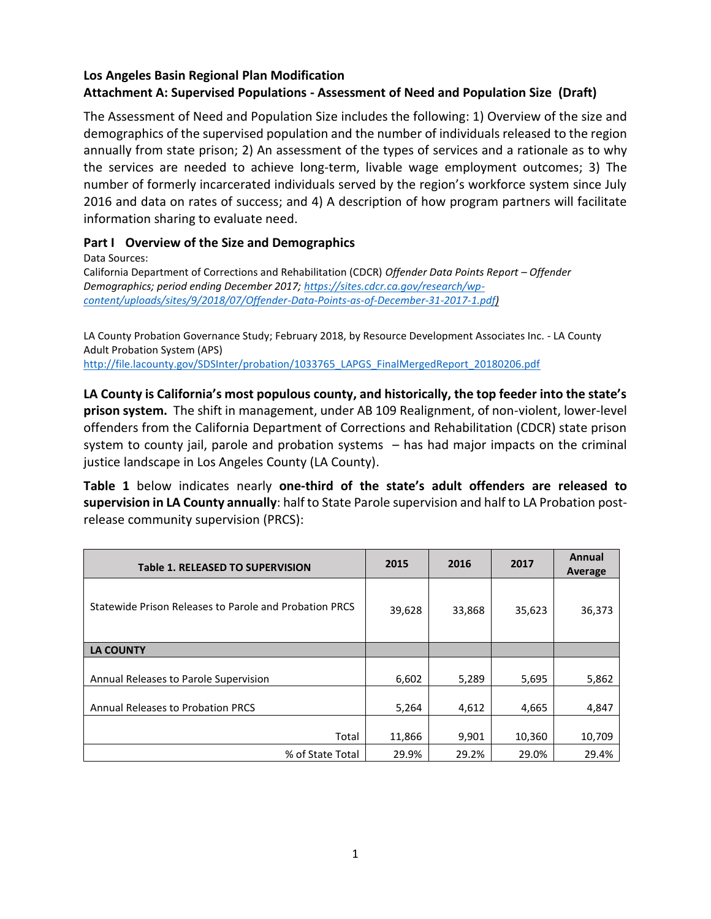**Los Angeles Basin Regional Plan Modification**
**Attachment A: Supervised Populations - Assessment of Need and Population Size (Draft)**

The Assessment of Need and Population Size includes the following: 1) Overview of the size and demographics of the supervised population and the number of individuals released to the region annually from state prison; 2) An assessment of the types of services and a rationale as to why the services are needed to achieve long-term, livable wage employment outcomes; 3) The number of formerly incarcerated individuals served by the region's workforce system since July 2016 and data on rates of success; and 4) A description of how program partners will facilitate information sharing to evaluate need.

## Part I Overview of the Size and Demographics

Data Sources:
California Department of Corrections and Rehabilitation (CDCR) *Offender Data Points Report – Offender Demographics; period ending December 2017; https://sites.cdcr.ca.gov/research/wp-content/uploads/sites/9/2018/07/Offender-Data-Points-as-of-December-31-2017-1.pdf)*

LA County Probation Governance Study; February 2018, by Resource Development Associates Inc. - LA County Adult Probation System (APS)
http://file.lacounty.gov/SDSInter/probation/1033765_LAPGS_FinalMergedReport_20180206.pdf

**LA County is California's most populous county, and historically, the top feeder into the state's prison system.** The shift in management, under AB 109 Realignment, of non-violent, lower-level offenders from the California Department of Corrections and Rehabilitation (CDCR) state prison system to county jail, parole and probation systems – has had major impacts on the criminal justice landscape in Los Angeles County (LA County).

**Table 1** below indicates nearly **one-third of the state's adult offenders are released to supervision in LA County annually**: half to State Parole supervision and half to LA Probation post-release community supervision (PRCS):

| Table 1. RELEASED TO SUPERVISION | 2015 | 2016 | 2017 | Annual Average |
|---|---|---|---|---|
| Statewide Prison Releases to Parole and Probation PRCS | 39,628 | 33,868 | 35,623 | 36,373 |
| **LA COUNTY** | | | | |
| Annual Releases to Parole Supervision | 6,602 | 5,289 | 5,695 | 5,862 |
| Annual Releases to Probation PRCS | 5,264 | 4,612 | 4,665 | 4,847 |
| Total | 11,866 | 9,901 | 10,360 | 10,709 |
| % of State Total | 29.9% | 29.2% | 29.0% | 29.4% |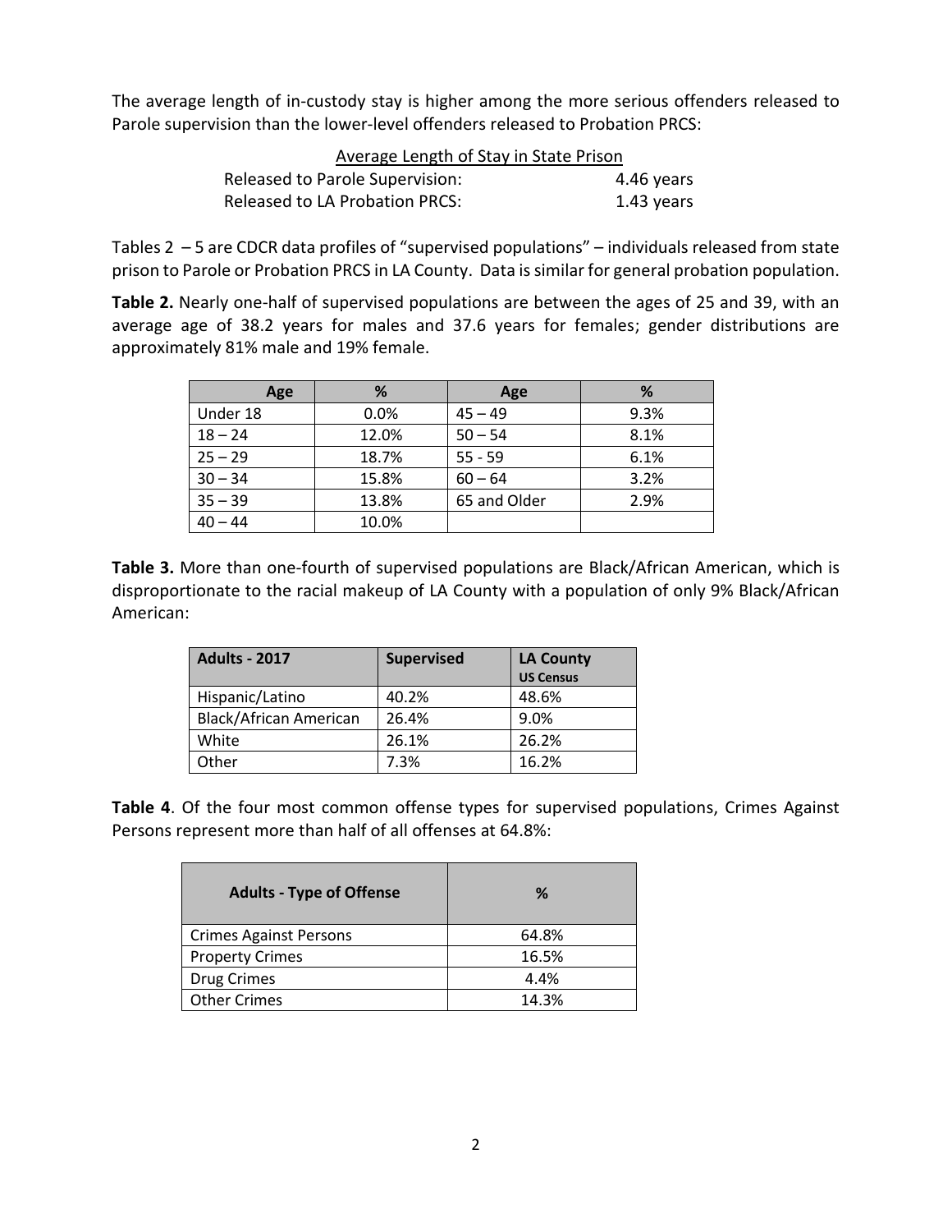The average length of in-custody stay is higher among the more serious offenders released to Parole supervision than the lower-level offenders released to Probation PRCS:

| Average Length of Stay in State Prison | |
|---|---|
| Released to Parole Supervision: | 4.46 years |
| Released to LA Probation PRCS: | 1.43 years |

Tables 2 – 5 are CDCR data profiles of "supervised populations" – individuals released from state prison to Parole or Probation PRCS in LA County. Data is similar for general probation population.

**Table 2.** Nearly one-half of supervised populations are between the ages of 25 and 39, with an average age of 38.2 years for males and 37.6 years for females; gender distributions are approximately 81% male and 19% female.

| Age | % | Age | % |
|---|---|---|---|
| Under 18 | 0.0% | 45 – 49 | 9.3% |
| 18 – 24 | 12.0% | 50 – 54 | 8.1% |
| 25 – 29 | 18.7% | 55 - 59 | 6.1% |
| 30 – 34 | 15.8% | 60 – 64 | 3.2% |
| 35 – 39 | 13.8% | 65 and Older | 2.9% |
| 40 – 44 | 10.0% | | |

**Table 3.** More than one-fourth of supervised populations are Black/African American, which is disproportionate to the racial makeup of LA County with a population of only 9% Black/African American:

| Adults - 2017 | Supervised | LA County US Census |
|---|---|---|
| Hispanic/Latino | 40.2% | 48.6% |
| Black/African American | 26.4% | 9.0% |
| White | 26.1% | 26.2% |
| Other | 7.3% | 16.2% |

**Table 4**. Of the four most common offense types for supervised populations, Crimes Against Persons represent more than half of all offenses at 64.8%:

| Adults - Type of Offense | % |
|---|---|
| Crimes Against Persons | 64.8% |
| Property Crimes | 16.5% |
| Drug Crimes | 4.4% |
| Other Crimes | 14.3% |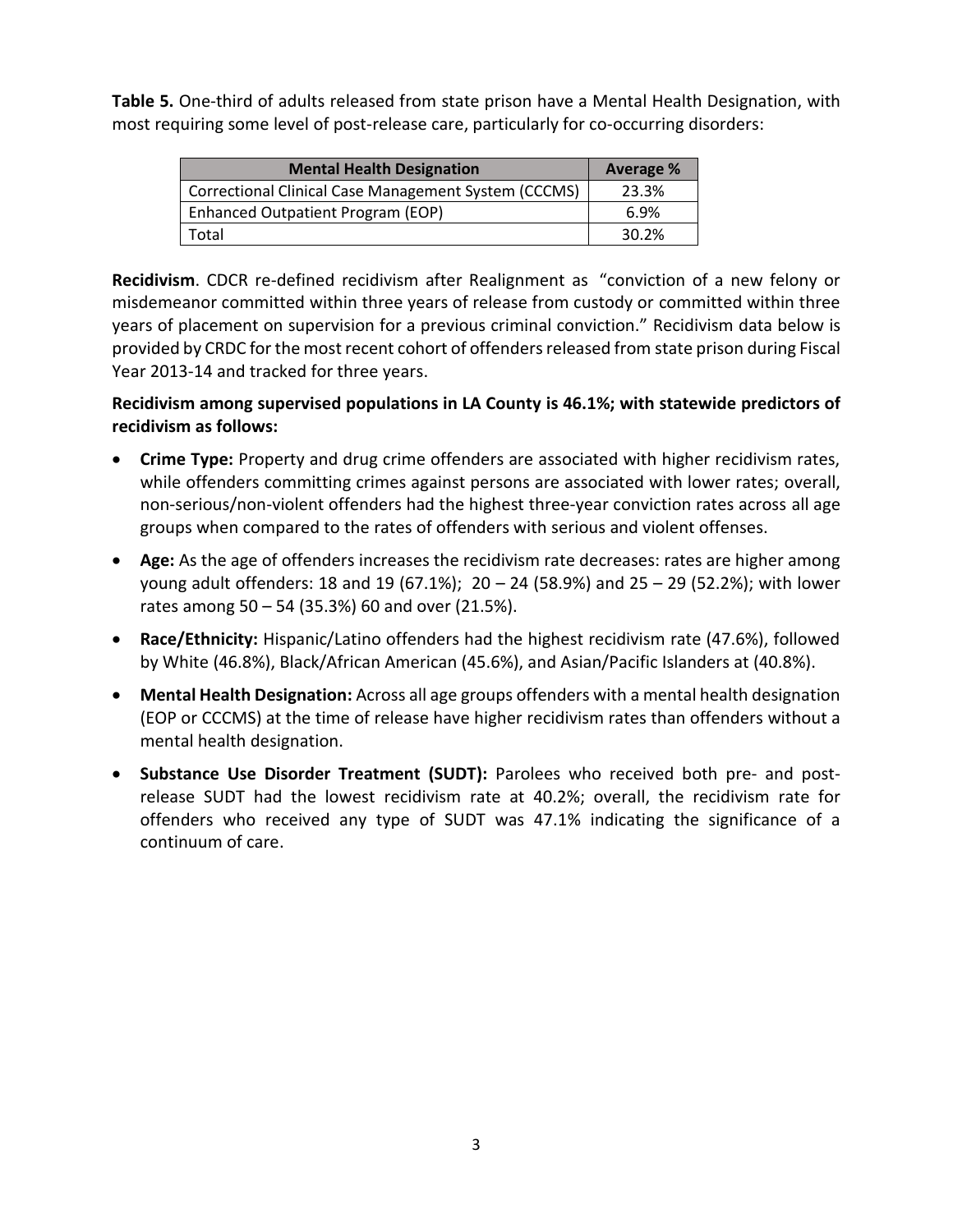**Table 5.** One-third of adults released from state prison have a Mental Health Designation, with most requiring some level of post-release care, particularly for co-occurring disorders:

| Mental Health Designation | Average % |
|---|---|
| Correctional Clinical Case Management System (CCCMS) | 23.3% |
| Enhanced Outpatient Program (EOP) | 6.9% |
| Total | 30.2% |

**Recidivism**. CDCR re-defined recidivism after Realignment as "conviction of a new felony or misdemeanor committed within three years of release from custody or committed within three years of placement on supervision for a previous criminal conviction." Recidivism data below is provided by CRDC for the most recent cohort of offenders released from state prison during Fiscal Year 2013-14 and tracked for three years.

**Recidivism among supervised populations in LA County is 46.1%; with statewide predictors of recidivism as follows:**

- **Crime Type:** Property and drug crime offenders are associated with higher recidivism rates, while offenders committing crimes against persons are associated with lower rates; overall, non-serious/non-violent offenders had the highest three-year conviction rates across all age groups when compared to the rates of offenders with serious and violent offenses.
- **Age:** As the age of offenders increases the recidivism rate decreases: rates are higher among young adult offenders: 18 and 19 (67.1%); 20 – 24 (58.9%) and 25 – 29 (52.2%); with lower rates among 50 – 54 (35.3%) 60 and over (21.5%).
- **Race/Ethnicity:** Hispanic/Latino offenders had the highest recidivism rate (47.6%), followed by White (46.8%), Black/African American (45.6%), and Asian/Pacific Islanders at (40.8%).
- **Mental Health Designation:** Across all age groups offenders with a mental health designation (EOP or CCCMS) at the time of release have higher recidivism rates than offenders without a mental health designation.
- **Substance Use Disorder Treatment (SUDT):** Parolees who received both pre- and post-release SUDT had the lowest recidivism rate at 40.2%; overall, the recidivism rate for offenders who received any type of SUDT was 47.1% indicating the significance of a continuum of care.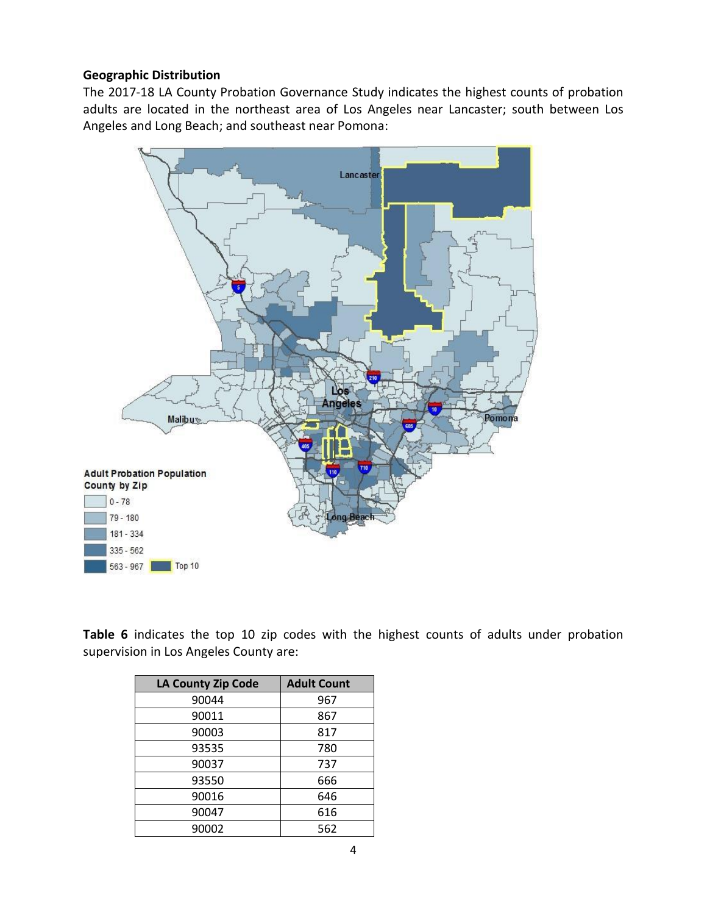**Geographic Distribution**

The 2017-18 LA County Probation Governance Study indicates the highest counts of probation adults are located in the northeast area of Los Angeles near Lancaster; south between Los Angeles and Long Beach; and southeast near Pomona:

**Table 6** indicates the top 10 zip codes with the highest counts of adults under probation supervision in Los Angeles County are:

| LA County Zip Code | Adult Count |
|---|---|
| 90044 | 967 |
| 90011 | 867 |
| 90003 | 817 |
| 93535 | 780 |
| 90037 | 737 |
| 93550 | 666 |
| 90016 | 646 |
| 90047 | 616 |
| 90002 | 562 |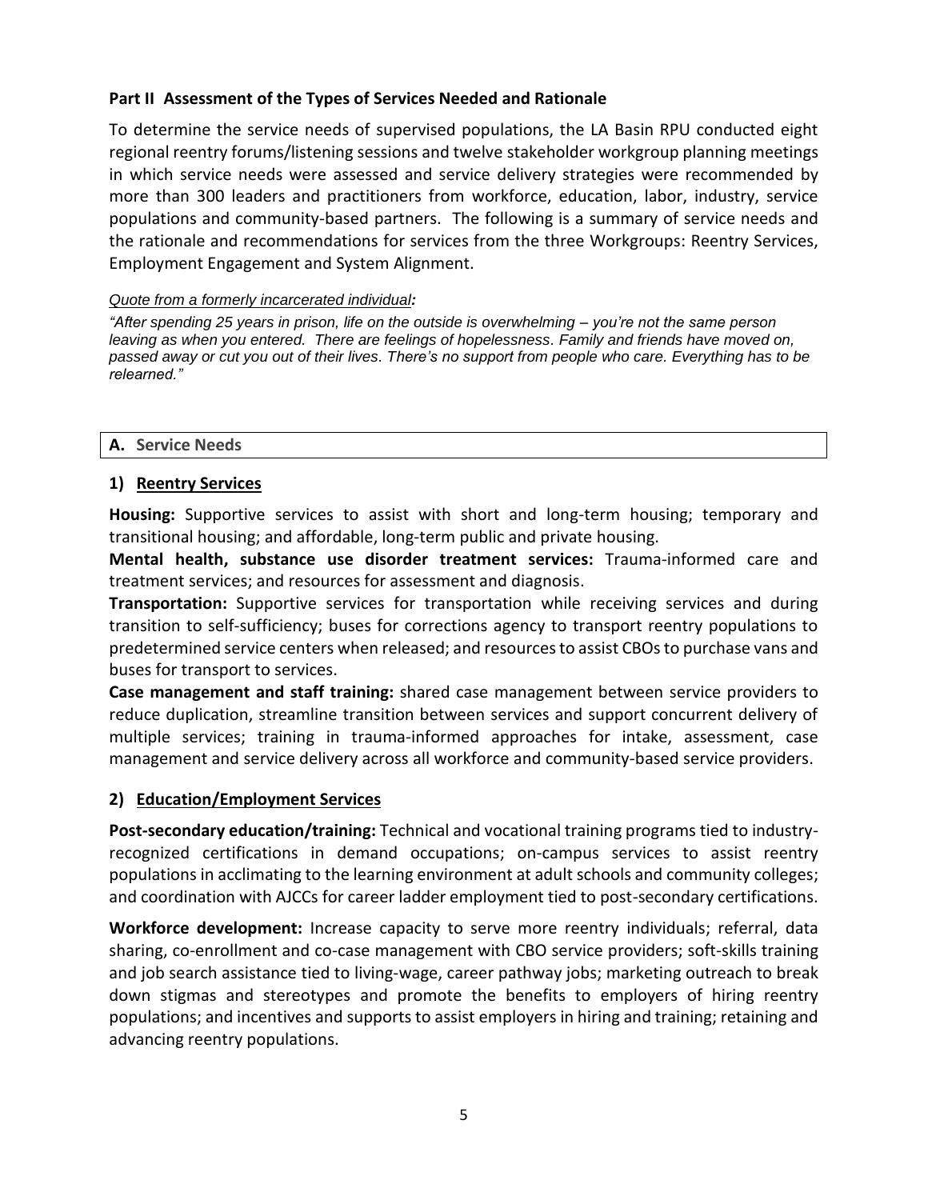## Part II Assessment of the Types of Services Needed and Rationale

To determine the service needs of supervised populations, the LA Basin RPU conducted eight regional reentry forums/listening sessions and twelve stakeholder workgroup planning meetings in which service needs were assessed and service delivery strategies were recommended by more than 300 leaders and practitioners from workforce, education, labor, industry, service populations and community-based partners. The following is a summary of service needs and the rationale and recommendations for services from the three Workgroups: Reentry Services, Employment Engagement and System Alignment.

*Quote from a formerly incarcerated individual:*

*"After spending 25 years in prison, life on the outside is overwhelming – you're not the same person leaving as when you entered. There are feelings of hopelessness. Family and friends have moved on, passed away or cut you out of their lives. There's no support from people who care. Everything has to be relearned."*

### A. Service Needs

#### 1) Reentry Services

**Housing:** Supportive services to assist with short and long-term housing; temporary and transitional housing; and affordable, long-term public and private housing.

**Mental health, substance use disorder treatment services:** Trauma-informed care and treatment services; and resources for assessment and diagnosis.

**Transportation:** Supportive services for transportation while receiving services and during transition to self-sufficiency; buses for corrections agency to transport reentry populations to predetermined service centers when released; and resources to assist CBOs to purchase vans and buses for transport to services.

**Case management and staff training:** shared case management between service providers to reduce duplication, streamline transition between services and support concurrent delivery of multiple services; training in trauma-informed approaches for intake, assessment, case management and service delivery across all workforce and community-based service providers.

#### 2) Education/Employment Services

**Post-secondary education/training:** Technical and vocational training programs tied to industry-recognized certifications in demand occupations; on-campus services to assist reentry populations in acclimating to the learning environment at adult schools and community colleges; and coordination with AJCCs for career ladder employment tied to post-secondary certifications.

**Workforce development:** Increase capacity to serve more reentry individuals; referral, data sharing, co-enrollment and co-case management with CBO service providers; soft-skills training and job search assistance tied to living-wage, career pathway jobs; marketing outreach to break down stigmas and stereotypes and promote the benefits to employers of hiring reentry populations; and incentives and supports to assist employers in hiring and training; retaining and advancing reentry populations.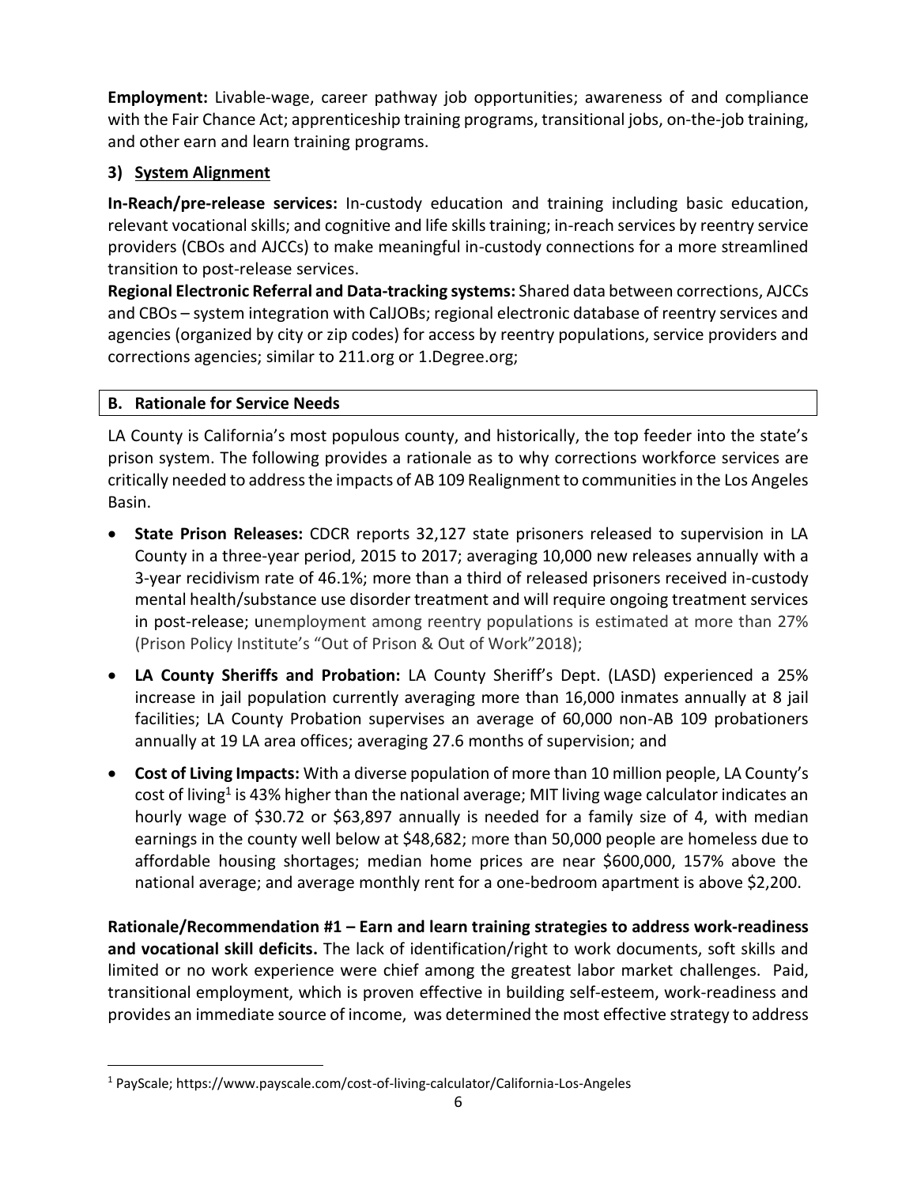**Employment:** Livable-wage, career pathway job opportunities; awareness of and compliance with the Fair Chance Act; apprenticeship training programs, transitional jobs, on-the-job training, and other earn and learn training programs.

### 3) System Alignment

**In-Reach/pre-release services:** In-custody education and training including basic education, relevant vocational skills; and cognitive and life skills training; in-reach services by reentry service providers (CBOs and AJCCs) to make meaningful in-custody connections for a more streamlined transition to post-release services.

**Regional Electronic Referral and Data-tracking systems:** Shared data between corrections, AJCCs and CBOs – system integration with CalJOBs; regional electronic database of reentry services and agencies (organized by city or zip codes) for access by reentry populations, service providers and corrections agencies; similar to 211.org or 1.Degree.org;

## B. Rationale for Service Needs

LA County is California's most populous county, and historically, the top feeder into the state's prison system. The following provides a rationale as to why corrections workforce services are critically needed to address the impacts of AB 109 Realignment to communities in the Los Angeles Basin.

- **State Prison Releases:** CDCR reports 32,127 state prisoners released to supervision in LA County in a three-year period, 2015 to 2017; averaging 10,000 new releases annually with a 3-year recidivism rate of 46.1%; more than a third of released prisoners received in-custody mental health/substance use disorder treatment and will require ongoing treatment services in post-release; unemployment among reentry populations is estimated at more than 27% (Prison Policy Institute's "Out of Prison & Out of Work"2018);
- **LA County Sheriffs and Probation:** LA County Sheriff's Dept. (LASD) experienced a 25% increase in jail population currently averaging more than 16,000 inmates annually at 8 jail facilities; LA County Probation supervises an average of 60,000 non-AB 109 probationers annually at 19 LA area offices; averaging 27.6 months of supervision; and
- **Cost of Living Impacts:** With a diverse population of more than 10 million people, LA County's cost of living[1] is 43% higher than the national average; MIT living wage calculator indicates an hourly wage of $30.72 or $63,897 annually is needed for a family size of 4, with median earnings in the county well below at $48,682; more than 50,000 people are homeless due to affordable housing shortages; median home prices are near $600,000, 157% above the national average; and average monthly rent for a one-bedroom apartment is above $2,200.

**Rationale/Recommendation #1 – Earn and learn training strategies to address work-readiness and vocational skill deficits.** The lack of identification/right to work documents, soft skills and limited or no work experience were chief among the greatest labor market challenges. Paid, transitional employment, which is proven effective in building self-esteem, work-readiness and provides an immediate source of income, was determined the most effective strategy to address

[1] PayScale; https://www.payscale.com/cost-of-living-calculator/California-Los-Angeles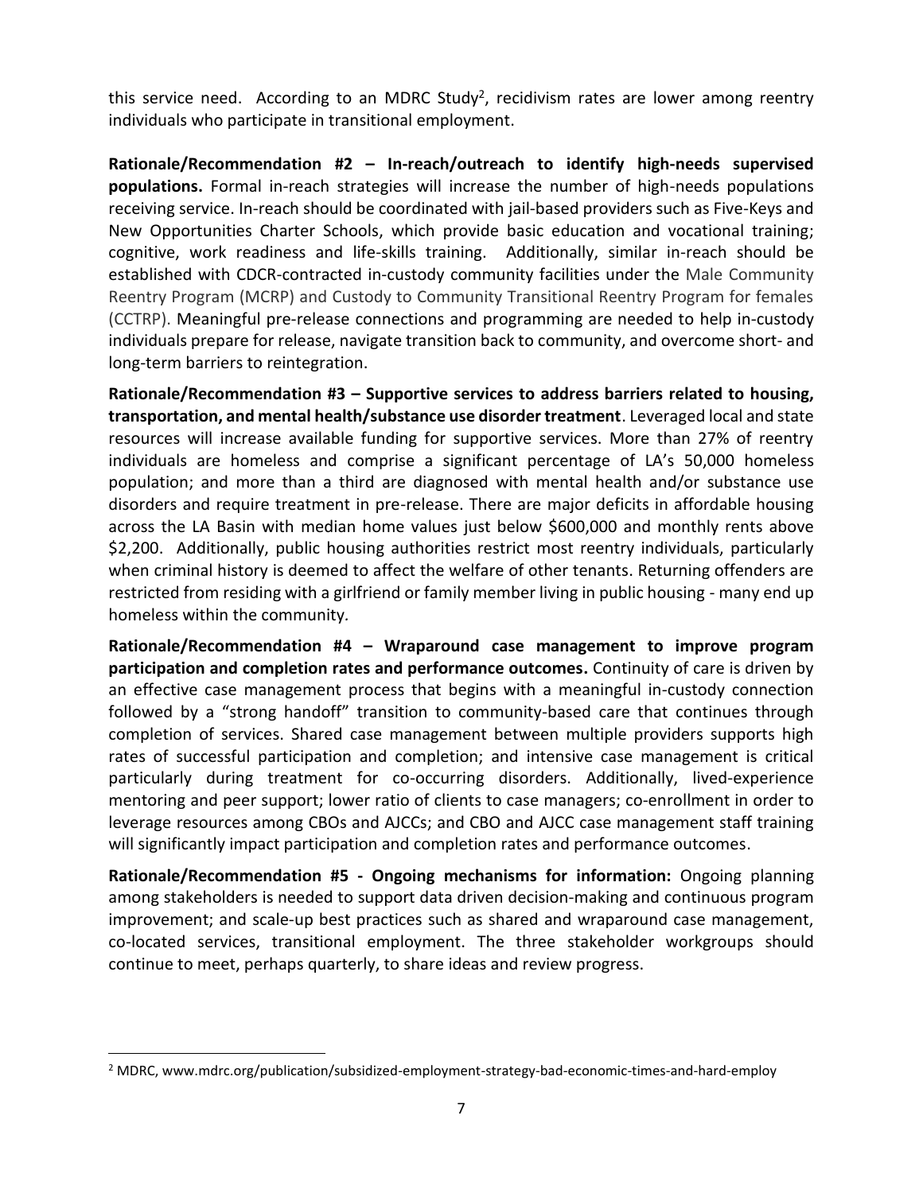this service need. According to an MDRC Study[2], recidivism rates are lower among reentry individuals who participate in transitional employment.

**Rationale/Recommendation #2 – In-reach/outreach to identify high-needs supervised populations.** Formal in-reach strategies will increase the number of high-needs populations receiving service. In-reach should be coordinated with jail-based providers such as Five-Keys and New Opportunities Charter Schools, which provide basic education and vocational training; cognitive, work readiness and life-skills training. Additionally, similar in-reach should be established with CDCR-contracted in-custody community facilities under the Male Community Reentry Program (MCRP) and Custody to Community Transitional Reentry Program for females (CCTRP). Meaningful pre-release connections and programming are needed to help in-custody individuals prepare for release, navigate transition back to community, and overcome short- and long-term barriers to reintegration.

**Rationale/Recommendation #3 – Supportive services to address barriers related to housing, transportation, and mental health/substance use disorder treatment**. Leveraged local and state resources will increase available funding for supportive services. More than 27% of reentry individuals are homeless and comprise a significant percentage of LA's 50,000 homeless population; and more than a third are diagnosed with mental health and/or substance use disorders and require treatment in pre-release. There are major deficits in affordable housing across the LA Basin with median home values just below $600,000 and monthly rents above $2,200. Additionally, public housing authorities restrict most reentry individuals, particularly when criminal history is deemed to affect the welfare of other tenants. Returning offenders are restricted from residing with a girlfriend or family member living in public housing - many end up homeless within the community.

**Rationale/Recommendation #4 – Wraparound case management to improve program participation and completion rates and performance outcomes.** Continuity of care is driven by an effective case management process that begins with a meaningful in-custody connection followed by a "strong handoff" transition to community-based care that continues through completion of services. Shared case management between multiple providers supports high rates of successful participation and completion; and intensive case management is critical particularly during treatment for co-occurring disorders. Additionally, lived-experience mentoring and peer support; lower ratio of clients to case managers; co-enrollment in order to leverage resources among CBOs and AJCCs; and CBO and AJCC case management staff training will significantly impact participation and completion rates and performance outcomes.

**Rationale/Recommendation #5 - Ongoing mechanisms for information:** Ongoing planning among stakeholders is needed to support data driven decision-making and continuous program improvement; and scale-up best practices such as shared and wraparound case management, co-located services, transitional employment. The three stakeholder workgroups should continue to meet, perhaps quarterly, to share ideas and review progress.

---

[2] MDRC, www.mdrc.org/publication/subsidized-employment-strategy-bad-economic-times-and-hard-employ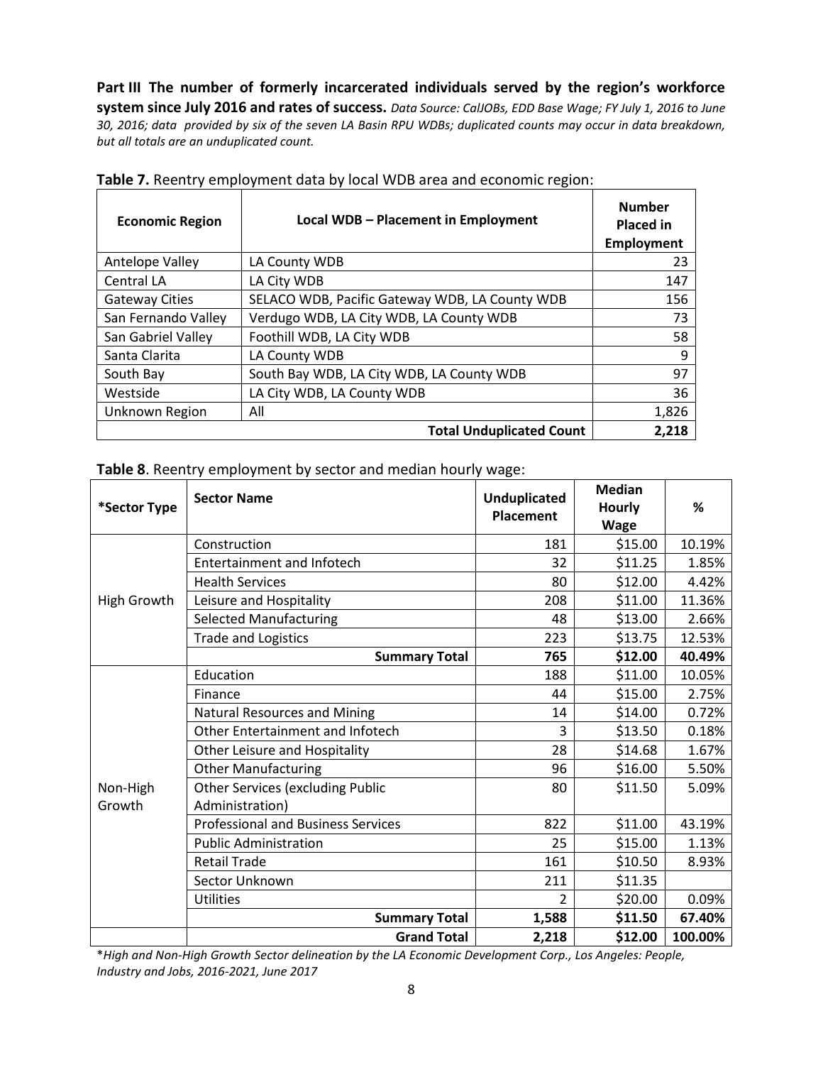**Part III The number of formerly incarcerated individuals served by the region's workforce system since July 2016 and rates of success.** *Data Source: CalJOBs, EDD Base Wage; FY July 1, 2016 to June 30, 2016; data provided by six of the seven LA Basin RPU WDBs; duplicated counts may occur in data breakdown, but all totals are an unduplicated count.*

**Table 7.** Reentry employment data by local WDB area and economic region:

| Economic Region | Local WDB – Placement in Employment | Number Placed in Employment |
|---|---|---|
| Antelope Valley | LA County WDB | 23 |
| Central LA | LA City WDB | 147 |
| Gateway Cities | SELACO WDB, Pacific Gateway WDB, LA County WDB | 156 |
| San Fernando Valley | Verdugo WDB, LA City WDB, LA County WDB | 73 |
| San Gabriel Valley | Foothill WDB, LA City WDB | 58 |
| Santa Clarita | LA County WDB | 9 |
| South Bay | South Bay WDB, LA City WDB, LA County WDB | 97 |
| Westside | LA City WDB, LA County WDB | 36 |
| Unknown Region | All | 1,826 |
| | **Total Unduplicated Count** | **2,218** |

**Table 8**. Reentry employment by sector and median hourly wage:

| *Sector Type | Sector Name | Unduplicated Placement | Median Hourly Wage | % |
|---|---|---|---|---|
| High Growth | Construction | 181 | $15.00 | 10.19% |
| | Entertainment and Infotech | 32 | $11.25 | 1.85% |
| | Health Services | 80 | $12.00 | 4.42% |
| | Leisure and Hospitality | 208 | $11.00 | 11.36% |
| | Selected Manufacturing | 48 | $13.00 | 2.66% |
| | Trade and Logistics | 223 | $13.75 | 12.53% |
| | **Summary Total** | **765** | **$12.00** | **40.49%** |
| Non-High Growth | Education | 188 | $11.00 | 10.05% |
| | Finance | 44 | $15.00 | 2.75% |
| | Natural Resources and Mining | 14 | $14.00 | 0.72% |
| | Other Entertainment and Infotech | 3 | $13.50 | 0.18% |
| | Other Leisure and Hospitality | 28 | $14.68 | 1.67% |
| | Other Manufacturing | 96 | $16.00 | 5.50% |
| | Other Services (excluding Public Administration) | 80 | $11.50 | 5.09% |
| | Professional and Business Services | 822 | $11.00 | 43.19% |
| | Public Administration | 25 | $15.00 | 1.13% |
| | Retail Trade | 161 | $10.50 | 8.93% |
| | Sector Unknown | 211 | $11.35 | |
| | Utilities | 2 | $20.00 | 0.09% |
| | **Summary Total** | **1,588** | **$11.50** | **67.40%** |
| | **Grand Total** | **2,218** | **$12.00** | **100.00%** |

**High and Non-High Growth Sector delineation by the LA Economic Development Corp., Los Angeles: People, Industry and Jobs, 2016-2021, June 2017*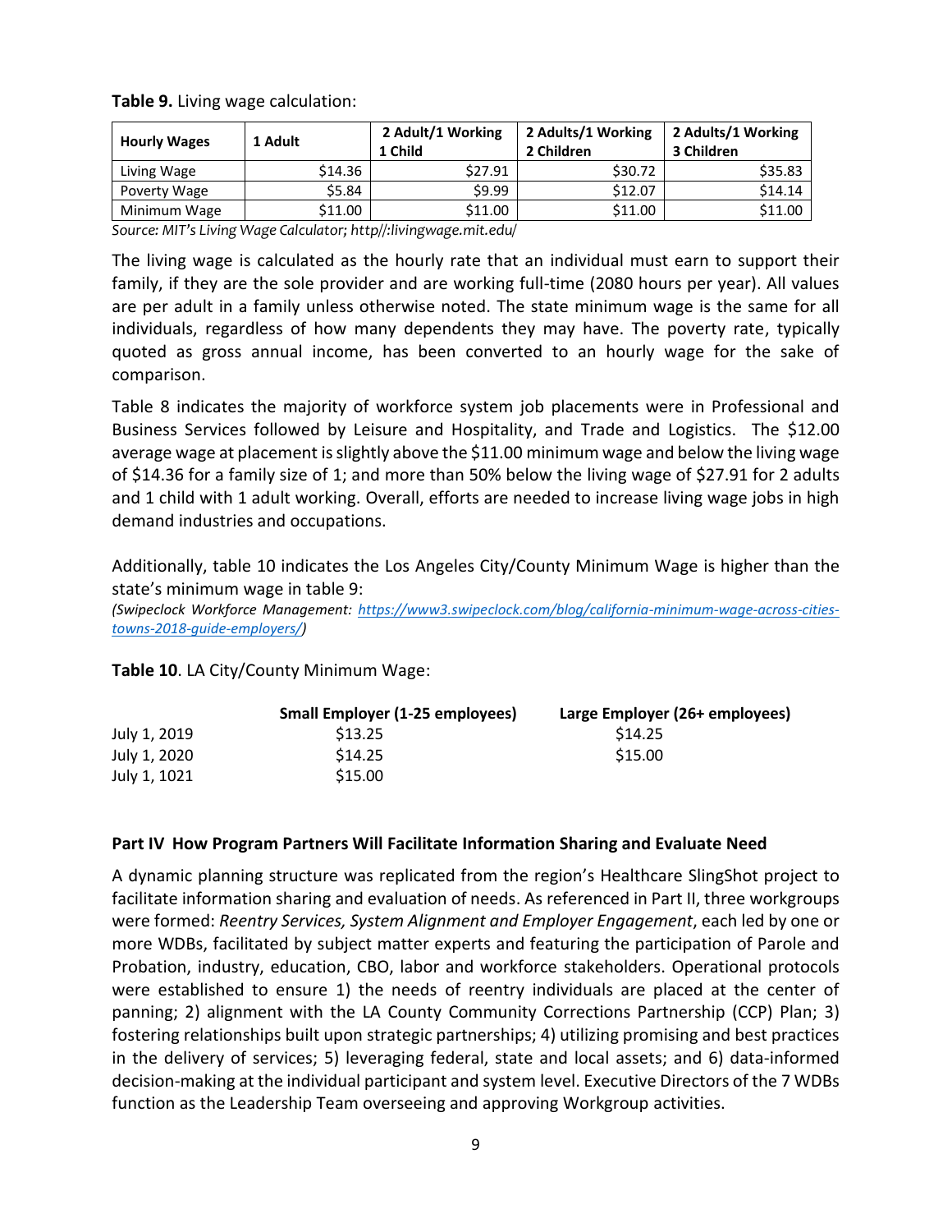**Table 9.** Living wage calculation:

| Hourly Wages | 1 Adult | 2 Adult/1 Working 1 Child | 2 Adults/1 Working 2 Children | 2 Adults/1 Working 3 Children |
|---|---|---|---|---|
| Living Wage | $14.36 | $27.91 | $30.72 | $35.83 |
| Poverty Wage | $5.84 | $9.99 | $12.07 | $14.14 |
| Minimum Wage | $11.00 | $11.00 | $11.00 | $11.00 |

*Source: MIT's Living Wage Calculator; http//:livingwage.mit.edu/*

The living wage is calculated as the hourly rate that an individual must earn to support their family, if they are the sole provider and are working full-time (2080 hours per year). All values are per adult in a family unless otherwise noted. The state minimum wage is the same for all individuals, regardless of how many dependents they may have. The poverty rate, typically quoted as gross annual income, has been converted to an hourly wage for the sake of comparison.

Table 8 indicates the majority of workforce system job placements were in Professional and Business Services followed by Leisure and Hospitality, and Trade and Logistics. The $12.00 average wage at placement is slightly above the $11.00 minimum wage and below the living wage of $14.36 for a family size of 1; and more than 50% below the living wage of $27.91 for 2 adults and 1 child with 1 adult working. Overall, efforts are needed to increase living wage jobs in high demand industries and occupations.

Additionally, table 10 indicates the Los Angeles City/County Minimum Wage is higher than the state's minimum wage in table 9:
*(Swipeclock Workforce Management: [https://www3.swipeclock.com/blog/california-minimum-wage-across-cities-towns-2018-guide-employers/](https://www3.swipeclock.com/blog/california-minimum-wage-across-cities-towns-2018-guide-employers/))*

**Table 10**. LA City/County Minimum Wage:

| | Small Employer (1-25 employees) | Large Employer (26+ employees) |
|---|---|---|
| July 1, 2019 | $13.25 | $14.25 |
| July 1, 2020 | $14.25 | $15.00 |
| July 1, 1021 | $15.00 | |

**Part IV How Program Partners Will Facilitate Information Sharing and Evaluate Need**

A dynamic planning structure was replicated from the region's Healthcare SlingShot project to facilitate information sharing and evaluation of needs. As referenced in Part II, three workgroups were formed: *Reentry Services, System Alignment and Employer Engagement*, each led by one or more WDBs, facilitated by subject matter experts and featuring the participation of Parole and Probation, industry, education, CBO, labor and workforce stakeholders. Operational protocols were established to ensure 1) the needs of reentry individuals are placed at the center of panning; 2) alignment with the LA County Community Corrections Partnership (CCP) Plan; 3) fostering relationships built upon strategic partnerships; 4) utilizing promising and best practices in the delivery of services; 5) leveraging federal, state and local assets; and 6) data-informed decision-making at the individual participant and system level. Executive Directors of the 7 WDBs function as the Leadership Team overseeing and approving Workgroup activities.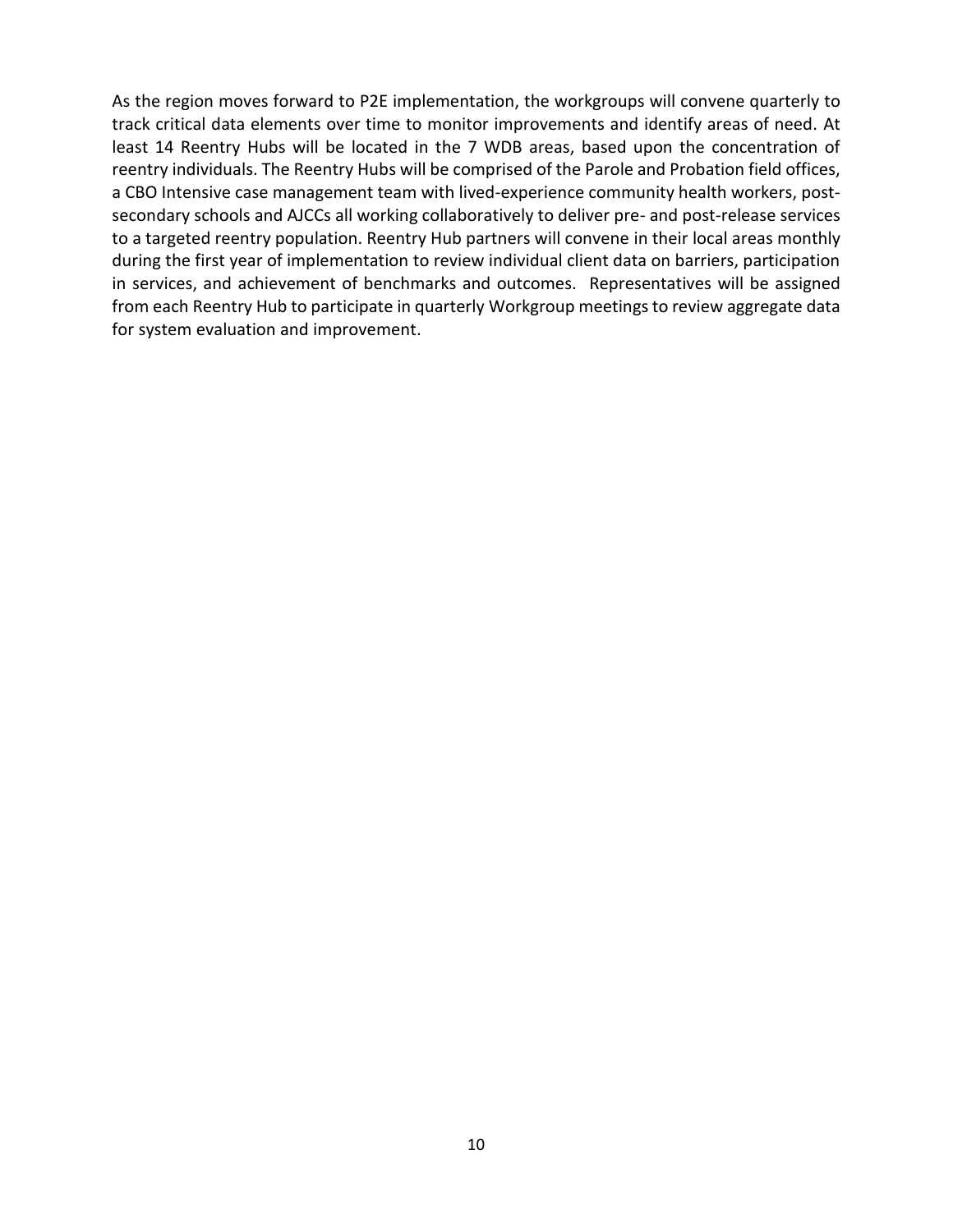As the region moves forward to P2E implementation, the workgroups will convene quarterly to track critical data elements over time to monitor improvements and identify areas of need. At least 14 Reentry Hubs will be located in the 7 WDB areas, based upon the concentration of reentry individuals. The Reentry Hubs will be comprised of the Parole and Probation field offices, a CBO Intensive case management team with lived-experience community health workers, post-secondary schools and AJCCs all working collaboratively to deliver pre- and post-release services to a targeted reentry population. Reentry Hub partners will convene in their local areas monthly during the first year of implementation to review individual client data on barriers, participation in services, and achievement of benchmarks and outcomes. Representatives will be assigned from each Reentry Hub to participate in quarterly Workgroup meetings to review aggregate data for system evaluation and improvement.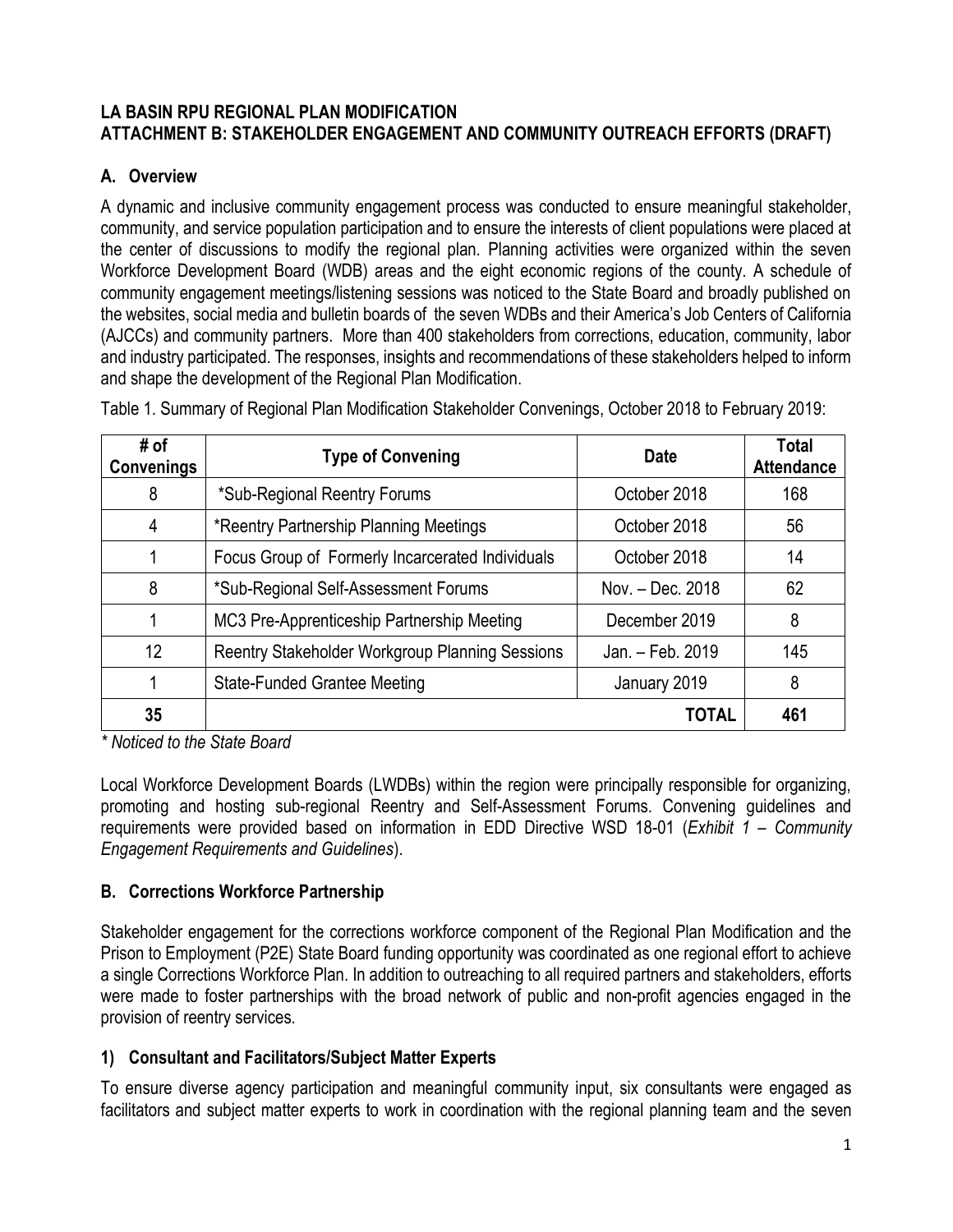**LA BASIN RPU REGIONAL PLAN MODIFICATION**
**ATTACHMENT B: STAKEHOLDER ENGAGEMENT AND COMMUNITY OUTREACH EFFORTS (DRAFT)**

## A. Overview

A dynamic and inclusive community engagement process was conducted to ensure meaningful stakeholder, community, and service population participation and to ensure the interests of client populations were placed at the center of discussions to modify the regional plan. Planning activities were organized within the seven Workforce Development Board (WDB) areas and the eight economic regions of the county. A schedule of community engagement meetings/listening sessions was noticed to the State Board and broadly published on the websites, social media and bulletin boards of the seven WDBs and their America's Job Centers of California (AJCCs) and community partners. More than 400 stakeholders from corrections, education, community, labor and industry participated. The responses, insights and recommendations of these stakeholders helped to inform and shape the development of the Regional Plan Modification.

Table 1. Summary of Regional Plan Modification Stakeholder Convenings, October 2018 to February 2019:

| # of Convenings | Type of Convening | Date | Total Attendance |
|---|---|---|---|
| 8 | *Sub-Regional Reentry Forums | October 2018 | 168 |
| 4 | *Reentry Partnership Planning Meetings | October 2018 | 56 |
| 1 | Focus Group of Formerly Incarcerated Individuals | October 2018 | 14 |
| 8 | *Sub-Regional Self-Assessment Forums | Nov. – Dec. 2018 | 62 |
| 1 | MC3 Pre-Apprenticeship Partnership Meeting | December 2019 | 8 |
| 12 | Reentry Stakeholder Workgroup Planning Sessions | Jan. – Feb. 2019 | 145 |
| 1 | State-Funded Grantee Meeting | January 2019 | 8 |
| **35** | | **TOTAL** | **461** |

*\* Noticed to the State Board*

Local Workforce Development Boards (LWDBs) within the region were principally responsible for organizing, promoting and hosting sub-regional Reentry and Self-Assessment Forums. Convening guidelines and requirements were provided based on information in EDD Directive WSD 18-01 (*Exhibit 1 – Community Engagement Requirements and Guidelines*).

## B. Corrections Workforce Partnership

Stakeholder engagement for the corrections workforce component of the Regional Plan Modification and the Prison to Employment (P2E) State Board funding opportunity was coordinated as one regional effort to achieve a single Corrections Workforce Plan. In addition to outreaching to all required partners and stakeholders, efforts were made to foster partnerships with the broad network of public and non-profit agencies engaged in the provision of reentry services.

### 1) Consultant and Facilitators/Subject Matter Experts

To ensure diverse agency participation and meaningful community input, six consultants were engaged as facilitators and subject matter experts to work in coordination with the regional planning team and the seven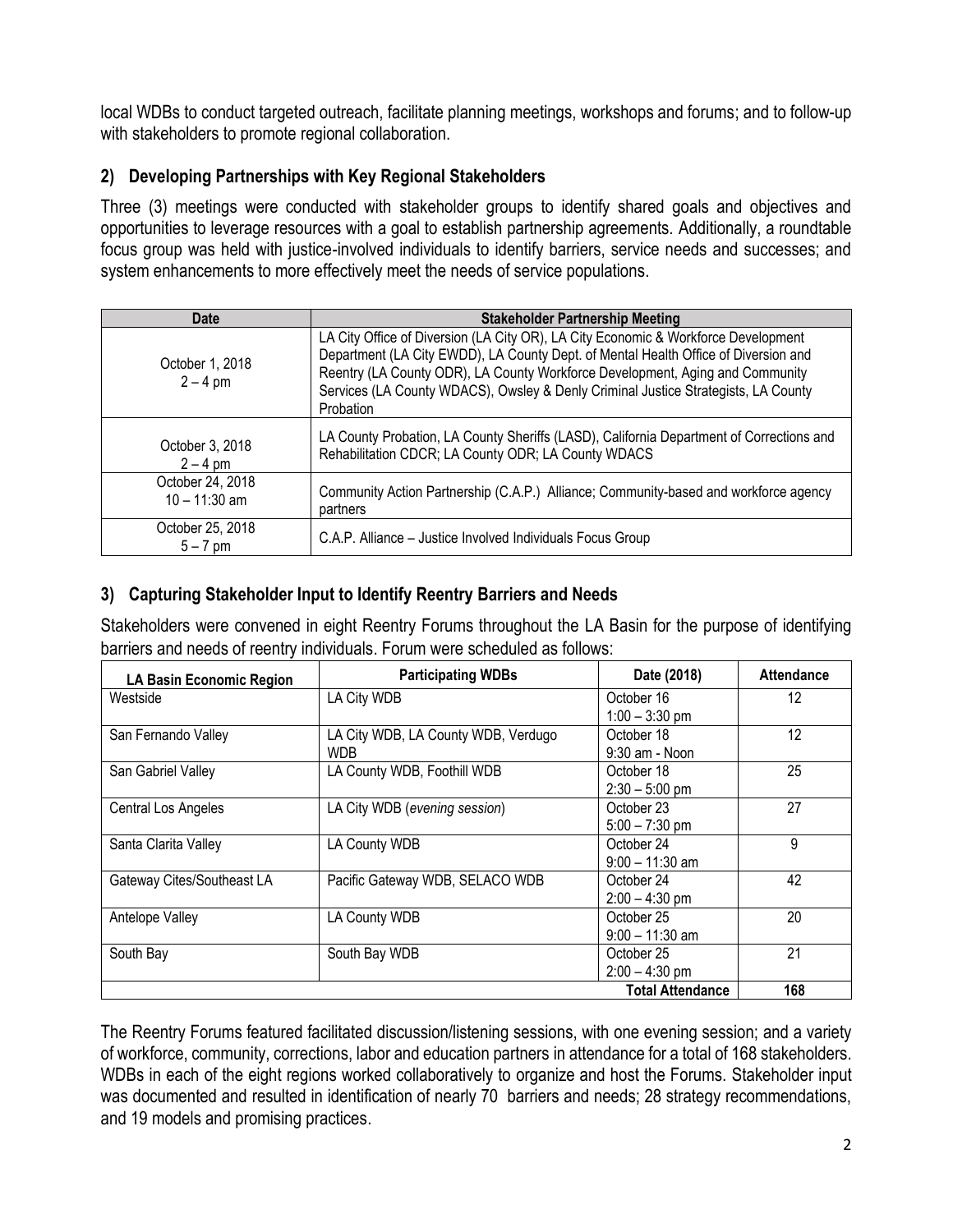local WDBs to conduct targeted outreach, facilitate planning meetings, workshops and forums; and to follow-up with stakeholders to promote regional collaboration.

## 2) Developing Partnerships with Key Regional Stakeholders

Three (3) meetings were conducted with stakeholder groups to identify shared goals and objectives and opportunities to leverage resources with a goal to establish partnership agreements. Additionally, a roundtable focus group was held with justice-involved individuals to identify barriers, service needs and successes; and system enhancements to more effectively meet the needs of service populations.

| Date | Stakeholder Partnership Meeting |
|---|---|
| October 1, 2018<br>2 – 4 pm | LA City Office of Diversion (LA City OR), LA City Economic & Workforce Development Department (LA City EWDD), LA County Dept. of Mental Health Office of Diversion and Reentry (LA County ODR), LA County Workforce Development, Aging and Community Services (LA County WDACS), Owsley & Denly Criminal Justice Strategists, LA County Probation |
| October 3, 2018<br>2 – 4 pm | LA County Probation, LA County Sheriffs (LASD), California Department of Corrections and Rehabilitation CDCR; LA County ODR; LA County WDACS |
| October 24, 2018<br>10 – 11:30 am | Community Action Partnership (C.A.P.) Alliance; Community-based and workforce agency partners |
| October 25, 2018<br>5 – 7 pm | C.A.P. Alliance – Justice Involved Individuals Focus Group |

## 3) Capturing Stakeholder Input to Identify Reentry Barriers and Needs

Stakeholders were convened in eight Reentry Forums throughout the LA Basin for the purpose of identifying barriers and needs of reentry individuals. Forum were scheduled as follows:

| LA Basin Economic Region | Participating WDBs | Date (2018) | Attendance |
|---|---|---|---|
| Westside | LA City WDB | October 16<br>1:00 – 3:30 pm | 12 |
| San Fernando Valley | LA City WDB, LA County WDB, Verdugo WDB | October 18<br>9:30 am - Noon | 12 |
| San Gabriel Valley | LA County WDB, Foothill WDB | October 18<br>2:30 – 5:00 pm | 25 |
| Central Los Angeles | LA City WDB (*evening session*) | October 23<br>5:00 – 7:30 pm | 27 |
| Santa Clarita Valley | LA County WDB | October 24<br>9:00 – 11:30 am | 9 |
| Gateway Cites/Southeast LA | Pacific Gateway WDB, SELACO WDB | October 24<br>2:00 – 4:30 pm | 42 |
| Antelope Valley | LA County WDB | October 25<br>9:00 – 11:30 am | 20 |
| South Bay | South Bay WDB | October 25<br>2:00 – 4:30 pm | 21 |
| | | **Total Attendance** | **168** |

The Reentry Forums featured facilitated discussion/listening sessions, with one evening session; and a variety of workforce, community, corrections, labor and education partners in attendance for a total of 168 stakeholders. WDBs in each of the eight regions worked collaboratively to organize and host the Forums. Stakeholder input was documented and resulted in identification of nearly 70 barriers and needs; 28 strategy recommendations, and 19 models and promising practices.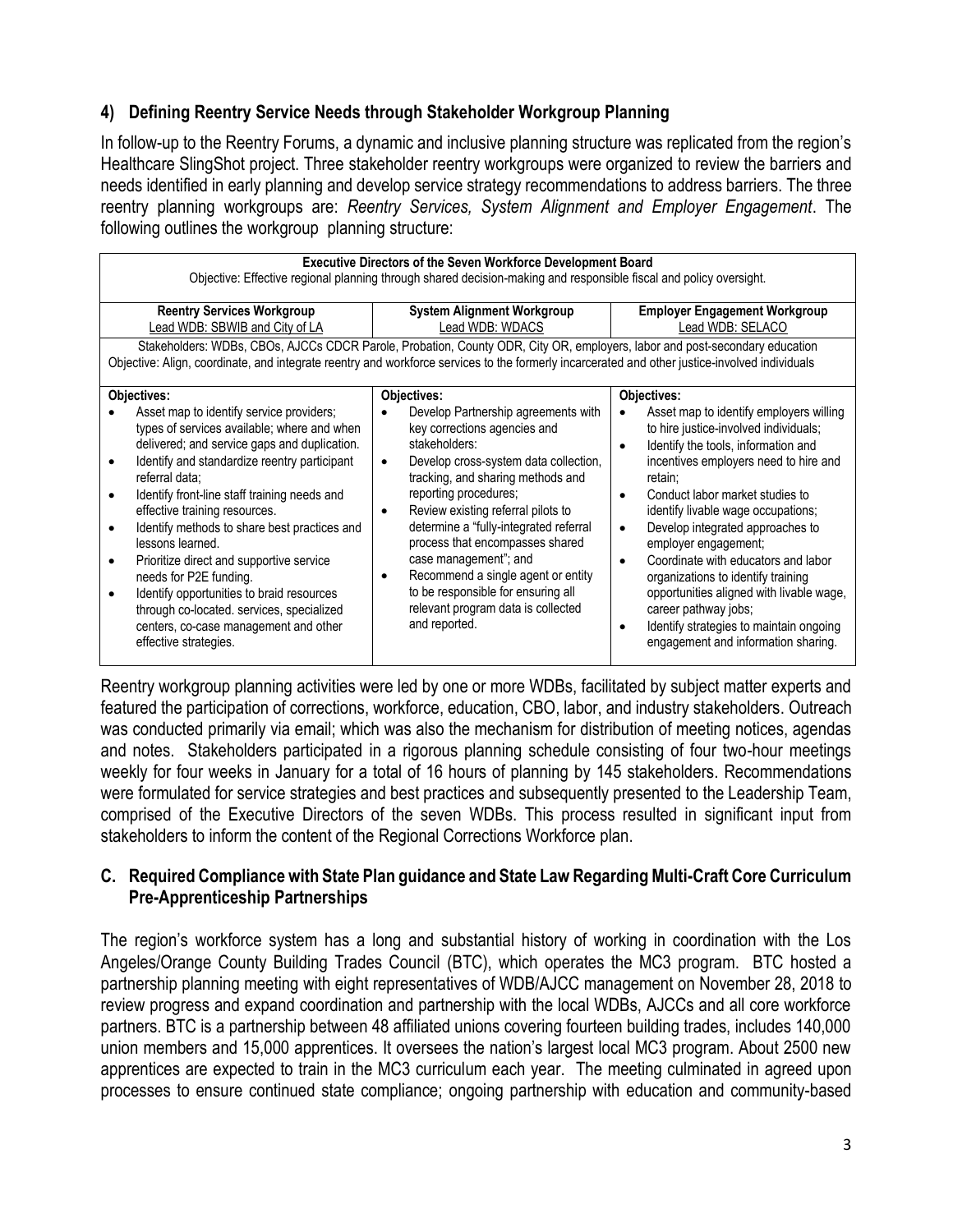### 4) Defining Reentry Service Needs through Stakeholder Workgroup Planning

In follow-up to the Reentry Forums, a dynamic and inclusive planning structure was replicated from the region's Healthcare SlingShot project. Three stakeholder reentry workgroups were organized to review the barriers and needs identified in early planning and develop service strategy recommendations to address barriers. The three reentry planning workgroups are: *Reentry Services, System Alignment and Employer Engagement*. The following outlines the workgroup planning structure:

| **Executive Directors of the Seven Workforce Development Board**<br>Objective: Effective regional planning through shared decision-making and responsible fiscal and policy oversight. | | |
|---|---|---|
| **Reentry Services Workgroup**<br>Lead WDB: SBWIB and City of LA | **System Alignment Workgroup**<br>Lead WDB: WDACS | **Employer Engagement Workgroup**<br>Lead WDB: SELACO |
| Stakeholders: WDBs, CBOs, AJCCs CDCR Parole, Probation, County ODR, City OR, employers, labor and post-secondary education<br>Objective: Align, coordinate, and integrate reentry and workforce services to the formerly incarcerated and other justice-involved individuals | | |
| **Objectives:**<br>• Asset map to identify service providers; types of services available; where and when delivered; and service gaps and duplication.<br>• Identify and standardize reentry participant referral data;<br>• Identify front-line staff training needs and effective training resources.<br>• Identify methods to share best practices and lessons learned.<br>• Prioritize direct and supportive service needs for P2E funding.<br>• Identify opportunities to braid resources through co-located. services, specialized centers, co-case management and other effective strategies. | **Objectives:**<br>• Develop Partnership agreements with key corrections agencies and stakeholders:<br>• Develop cross-system data collection, tracking, and sharing methods and reporting procedures;<br>• Review existing referral pilots to determine a "fully-integrated referral process that encompasses shared case management"; and<br>• Recommend a single agent or entity to be responsible for ensuring all relevant program data is collected and reported. | **Objectives:**<br>• Asset map to identify employers willing to hire justice-involved individuals;<br>• Identify the tools, information and incentives employers need to hire and retain;<br>• Conduct labor market studies to identify livable wage occupations;<br>• Develop integrated approaches to employer engagement;<br>• Coordinate with educators and labor organizations to identify training opportunities aligned with livable wage, career pathway jobs;<br>• Identify strategies to maintain ongoing engagement and information sharing. |

Reentry workgroup planning activities were led by one or more WDBs, facilitated by subject matter experts and featured the participation of corrections, workforce, education, CBO, labor, and industry stakeholders. Outreach was conducted primarily via email; which was also the mechanism for distribution of meeting notices, agendas and notes. Stakeholders participated in a rigorous planning schedule consisting of four two-hour meetings weekly for four weeks in January for a total of 16 hours of planning by 145 stakeholders. Recommendations were formulated for service strategies and best practices and subsequently presented to the Leadership Team, comprised of the Executive Directors of the seven WDBs. This process resulted in significant input from stakeholders to inform the content of the Regional Corrections Workforce plan.

## C. Required Compliance with State Plan guidance and State Law Regarding Multi-Craft Core Curriculum Pre-Apprenticeship Partnerships

The region's workforce system has a long and substantial history of working in coordination with the Los Angeles/Orange County Building Trades Council (BTC), which operates the MC3 program. BTC hosted a partnership planning meeting with eight representatives of WDB/AJCC management on November 28, 2018 to review progress and expand coordination and partnership with the local WDBs, AJCCs and all core workforce partners. BTC is a partnership between 48 affiliated unions covering fourteen building trades, includes 140,000 union members and 15,000 apprentices. It oversees the nation's largest local MC3 program. About 2500 new apprentices are expected to train in the MC3 curriculum each year. The meeting culminated in agreed upon processes to ensure continued state compliance; ongoing partnership with education and community-based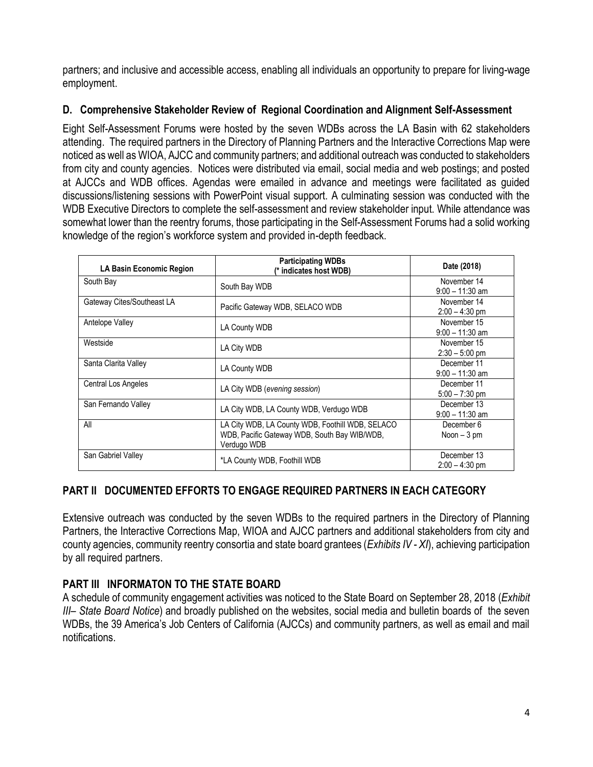partners; and inclusive and accessible access, enabling all individuals an opportunity to prepare for living-wage employment.

### D. Comprehensive Stakeholder Review of Regional Coordination and Alignment Self-Assessment

Eight Self-Assessment Forums were hosted by the seven WDBs across the LA Basin with 62 stakeholders attending. The required partners in the Directory of Planning Partners and the Interactive Corrections Map were noticed as well as WIOA, AJCC and community partners; and additional outreach was conducted to stakeholders from city and county agencies. Notices were distributed via email, social media and web postings; and posted at AJCCs and WDB offices. Agendas were emailed in advance and meetings were facilitated as guided discussions/listening sessions with PowerPoint visual support. A culminating session was conducted with the WDB Executive Directors to complete the self-assessment and review stakeholder input. While attendance was somewhat lower than the reentry forums, those participating in the Self-Assessment Forums had a solid working knowledge of the region's workforce system and provided in-depth feedback.

| LA Basin Economic Region | Participating WDBs (* indicates host WDB) | Date (2018) |
|---|---|---|
| South Bay | South Bay WDB | November 14<br>9:00 – 11:30 am |
| Gateway Cites/Southeast LA | Pacific Gateway WDB, SELACO WDB | November 14<br>2:00 – 4:30 pm |
| Antelope Valley | LA County WDB | November 15<br>9:00 – 11:30 am |
| Westside | LA City WDB | November 15<br>2:30 – 5:00 pm |
| Santa Clarita Valley | LA County WDB | December 11<br>9:00 – 11:30 am |
| Central Los Angeles | LA City WDB (*evening session*) | December 11<br>5:00 – 7:30 pm |
| San Fernando Valley | LA City WDB, LA County WDB, Verdugo WDB | December 13<br>9:00 – 11:30 am |
| All | LA City WDB, LA County WDB, Foothill WDB, SELACO WDB, Pacific Gateway WDB, South Bay WIB/WDB, Verdugo WDB | December 6<br>Noon – 3 pm |
| San Gabriel Valley | *LA County WDB, Foothill WDB | December 13<br>2:00 – 4:30 pm |

## PART II DOCUMENTED EFFORTS TO ENGAGE REQUIRED PARTNERS IN EACH CATEGORY

Extensive outreach was conducted by the seven WDBs to the required partners in the Directory of Planning Partners, the Interactive Corrections Map, WIOA and AJCC partners and additional stakeholders from city and county agencies, community reentry consortia and state board grantees (*Exhibits IV - XI*), achieving participation by all required partners.

## PART III INFORMATON TO THE STATE BOARD

A schedule of community engagement activities was noticed to the State Board on September 28, 2018 (*Exhibit III– State Board Notice*) and broadly published on the websites, social media and bulletin boards of the seven WDBs, the 39 America's Job Centers of California (AJCCs) and community partners, as well as email and mail notifications.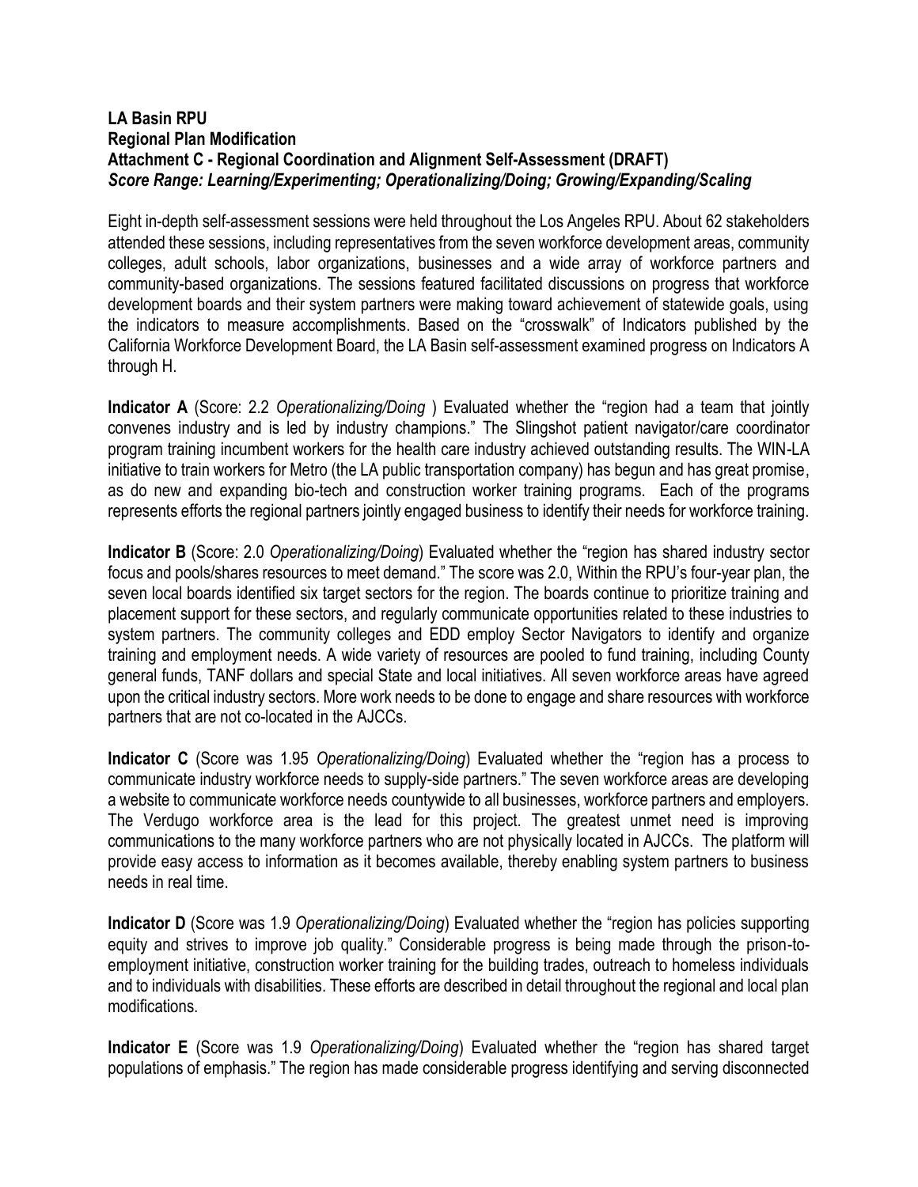**LA Basin RPU**
**Regional Plan Modification**
**Attachment C - Regional Coordination and Alignment Self-Assessment (DRAFT)**
***Score Range: Learning/Experimenting; Operationalizing/Doing; Growing/Expanding/Scaling***

Eight in-depth self-assessment sessions were held throughout the Los Angeles RPU. About 62 stakeholders attended these sessions, including representatives from the seven workforce development areas, community colleges, adult schools, labor organizations, businesses and a wide array of workforce partners and community-based organizations. The sessions featured facilitated discussions on progress that workforce development boards and their system partners were making toward achievement of statewide goals, using the indicators to measure accomplishments. Based on the "crosswalk" of Indicators published by the California Workforce Development Board, the LA Basin self-assessment examined progress on Indicators A through H.

**Indicator A** (Score: 2.2 *Operationalizing/Doing* ) Evaluated whether the "region had a team that jointly convenes industry and is led by industry champions." The Slingshot patient navigator/care coordinator program training incumbent workers for the health care industry achieved outstanding results. The WIN-LA initiative to train workers for Metro (the LA public transportation company) has begun and has great promise, as do new and expanding bio-tech and construction worker training programs. Each of the programs represents efforts the regional partners jointly engaged business to identify their needs for workforce training.

**Indicator B** (Score: 2.0 *Operationalizing/Doing*) Evaluated whether the "region has shared industry sector focus and pools/shares resources to meet demand." The score was 2.0, Within the RPU's four-year plan, the seven local boards identified six target sectors for the region. The boards continue to prioritize training and placement support for these sectors, and regularly communicate opportunities related to these industries to system partners. The community colleges and EDD employ Sector Navigators to identify and organize training and employment needs. A wide variety of resources are pooled to fund training, including County general funds, TANF dollars and special State and local initiatives. All seven workforce areas have agreed upon the critical industry sectors. More work needs to be done to engage and share resources with workforce partners that are not co-located in the AJCCs.

**Indicator C** (Score was 1.95 *Operationalizing/Doing*) Evaluated whether the "region has a process to communicate industry workforce needs to supply-side partners." The seven workforce areas are developing a website to communicate workforce needs countywide to all businesses, workforce partners and employers. The Verdugo workforce area is the lead for this project. The greatest unmet need is improving communications to the many workforce partners who are not physically located in AJCCs. The platform will provide easy access to information as it becomes available, thereby enabling system partners to business needs in real time.

**Indicator D** (Score was 1.9 *Operationalizing/Doing*) Evaluated whether the "region has policies supporting equity and strives to improve job quality." Considerable progress is being made through the prison-to-employment initiative, construction worker training for the building trades, outreach to homeless individuals and to individuals with disabilities. These efforts are described in detail throughout the regional and local plan modifications.

**Indicator E** (Score was 1.9 *Operationalizing/Doing*) Evaluated whether the "region has shared target populations of emphasis." The region has made considerable progress identifying and serving disconnected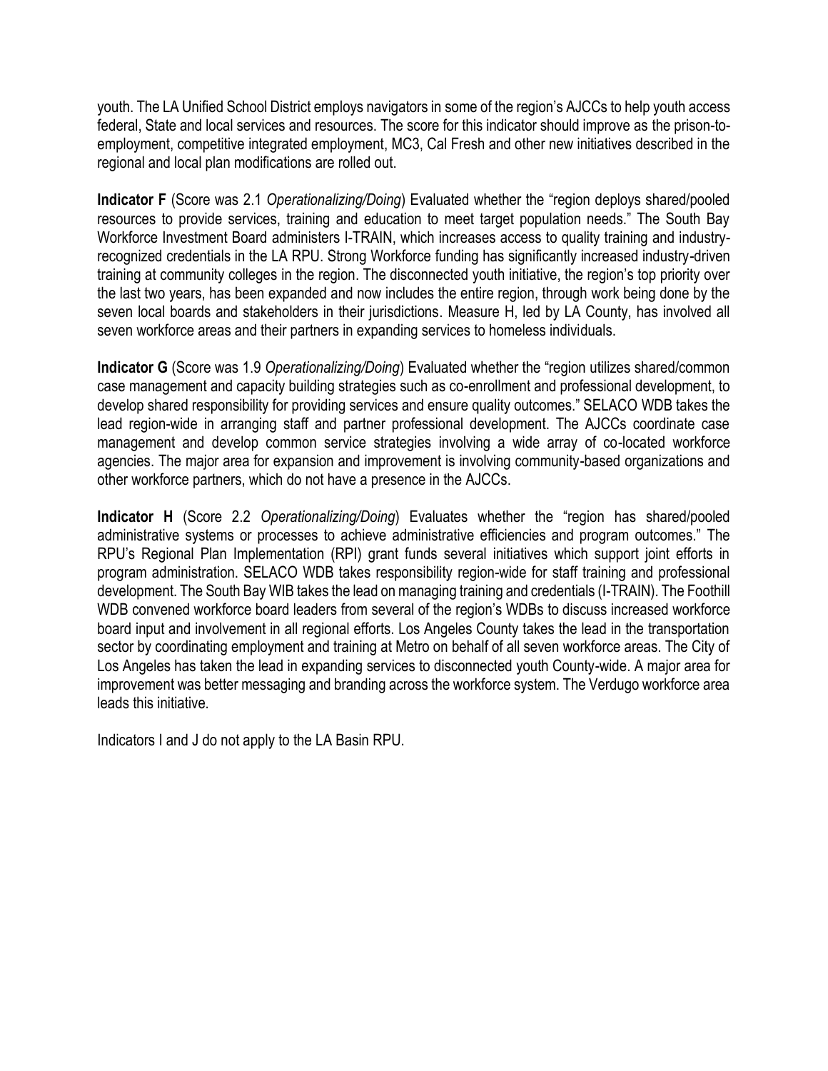youth. The LA Unified School District employs navigators in some of the region's AJCCs to help youth access federal, State and local services and resources. The score for this indicator should improve as the prison-to-employment, competitive integrated employment, MC3, Cal Fresh and other new initiatives described in the regional and local plan modifications are rolled out.

**Indicator F** (Score was 2.1 *Operationalizing/Doing*) Evaluated whether the "region deploys shared/pooled resources to provide services, training and education to meet target population needs." The South Bay Workforce Investment Board administers I-TRAIN, which increases access to quality training and industry-recognized credentials in the LA RPU. Strong Workforce funding has significantly increased industry-driven training at community colleges in the region. The disconnected youth initiative, the region's top priority over the last two years, has been expanded and now includes the entire region, through work being done by the seven local boards and stakeholders in their jurisdictions. Measure H, led by LA County, has involved all seven workforce areas and their partners in expanding services to homeless individuals.

**Indicator G** (Score was 1.9 *Operationalizing/Doing*) Evaluated whether the "region utilizes shared/common case management and capacity building strategies such as co-enrollment and professional development, to develop shared responsibility for providing services and ensure quality outcomes." SELACO WDB takes the lead region-wide in arranging staff and partner professional development. The AJCCs coordinate case management and develop common service strategies involving a wide array of co-located workforce agencies. The major area for expansion and improvement is involving community-based organizations and other workforce partners, which do not have a presence in the AJCCs.

**Indicator H** (Score 2.2 *Operationalizing/Doing*) Evaluates whether the "region has shared/pooled administrative systems or processes to achieve administrative efficiencies and program outcomes." The RPU's Regional Plan Implementation (RPI) grant funds several initiatives which support joint efforts in program administration. SELACO WDB takes responsibility region-wide for staff training and professional development. The South Bay WIB takes the lead on managing training and credentials (I-TRAIN). The Foothill WDB convened workforce board leaders from several of the region's WDBs to discuss increased workforce board input and involvement in all regional efforts. Los Angeles County takes the lead in the transportation sector by coordinating employment and training at Metro on behalf of all seven workforce areas. The City of Los Angeles has taken the lead in expanding services to disconnected youth County-wide. A major area for improvement was better messaging and branding across the workforce system. The Verdugo workforce area leads this initiative.

Indicators I and J do not apply to the LA Basin RPU.